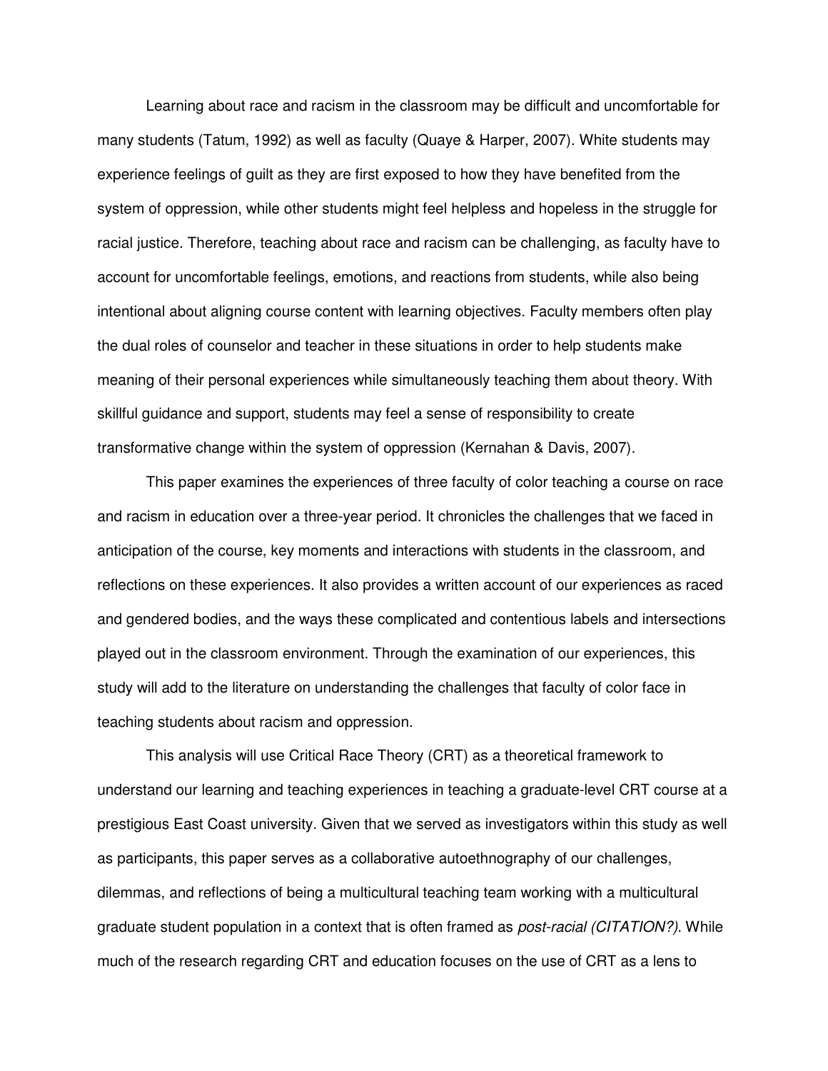Learning about race and racism in the classroom may be difficult and uncomfortable for many students (Tatum, 1992) as well as faculty (Quaye & Harper, 2007). White students may experience feelings of guilt as they are first exposed to how they have benefited from the system of oppression, while other students might feel helpless and hopeless in the struggle for racial justice. Therefore, teaching about race and racism can be challenging, as faculty have to account for uncomfortable feelings, emotions, and reactions from students, while also being intentional about aligning course content with learning objectives. Faculty members often play the dual roles of counselor and teacher in these situations in order to help students make meaning of their personal experiences while simultaneously teaching them about theory. With skillful guidance and support, students may feel a sense of responsibility to create transformative change within the system of oppression (Kernahan & Davis, 2007).

This paper examines the experiences of three faculty of color teaching a course on race and racism in education over a three-year period. It chronicles the challenges that we faced in anticipation of the course, key moments and interactions with students in the classroom, and reflections on these experiences. It also provides a written account of our experiences as raced and gendered bodies, and the ways these complicated and contentious labels and intersections played out in the classroom environment. Through the examination of our experiences, this study will add to the literature on understanding the challenges that faculty of color face in teaching students about racism and oppression.

This analysis will use Critical Race Theory (CRT) as a theoretical framework to understand our learning and teaching experiences in teaching a graduate-level CRT course at a prestigious East Coast university. Given that we served as investigators within this study as well as participants, this paper serves as a collaborative autoethnography of our challenges, dilemmas, and reflections of being a multicultural teaching team working with a multicultural graduate student population in a context that is often framed as *post-racial (CITATION?)*. While much of the research regarding CRT and education focuses on the use of CRT as a lens to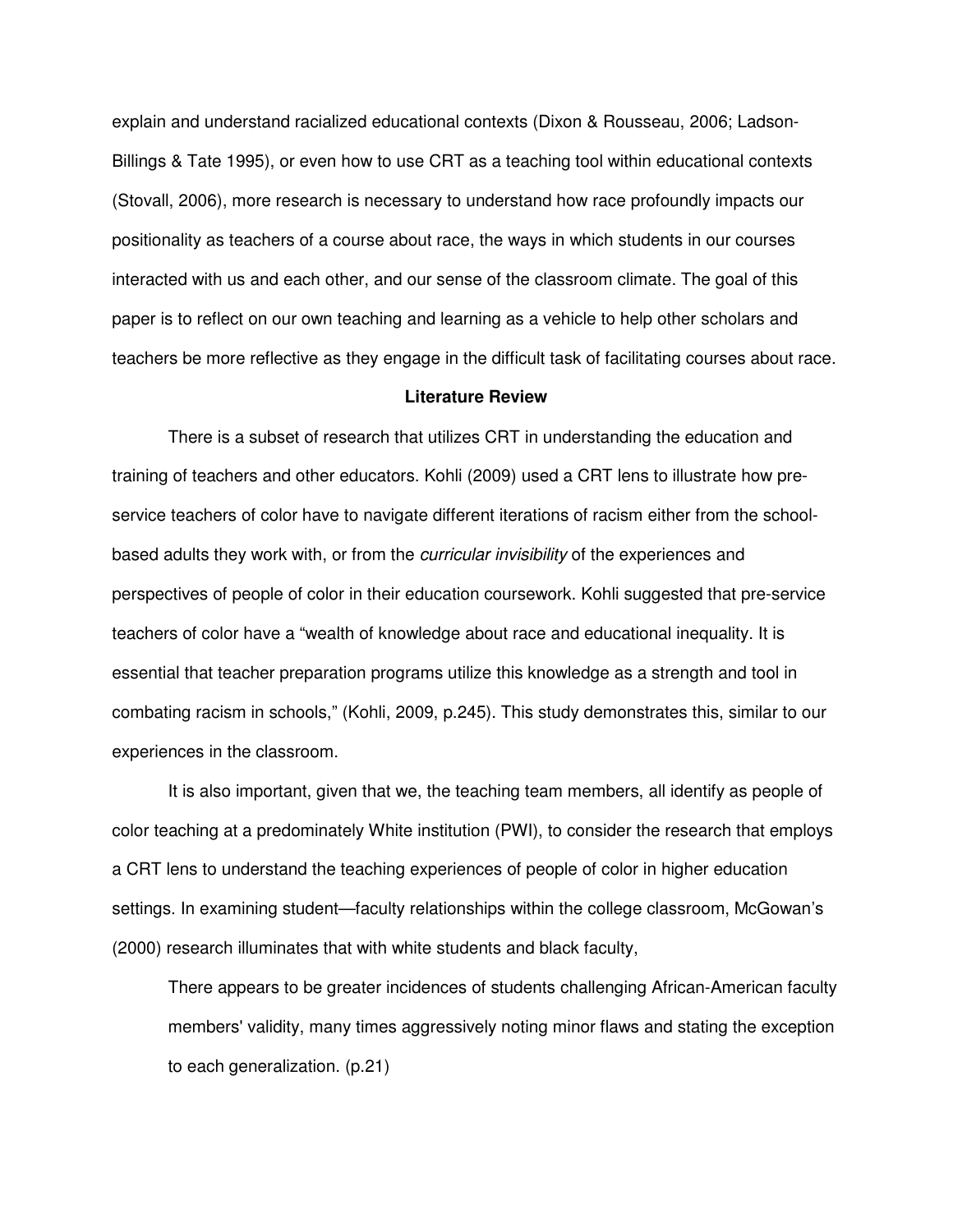explain and understand racialized educational contexts (Dixon & Rousseau, 2006; Ladson-Billings & Tate 1995), or even how to use CRT as a teaching tool within educational contexts (Stovall, 2006), more research is necessary to understand how race profoundly impacts our positionality as teachers of a course about race, the ways in which students in our courses interacted with us and each other, and our sense of the classroom climate. The goal of this paper is to reflect on our own teaching and learning as a vehicle to help other scholars and teachers be more reflective as they engage in the difficult task of facilitating courses about race.

## Literature Review

There is a subset of research that utilizes CRT in understanding the education and training of teachers and other educators. Kohli (2009) used a CRT lens to illustrate how pre-service teachers of color have to navigate different iterations of racism either from the school-based adults they work with, or from the *curricular invisibility* of the experiences and perspectives of people of color in their education coursework. Kohli suggested that pre-service teachers of color have a "wealth of knowledge about race and educational inequality. It is essential that teacher preparation programs utilize this knowledge as a strength and tool in combating racism in schools," (Kohli, 2009, p.245). This study demonstrates this, similar to our experiences in the classroom.

It is also important, given that we, the teaching team members, all identify as people of color teaching at a predominately White institution (PWI), to consider the research that employs a CRT lens to understand the teaching experiences of people of color in higher education settings. In examining student—faculty relationships within the college classroom, McGowan's (2000) research illuminates that with white students and black faculty,

> There appears to be greater incidences of students challenging African-American faculty members' validity, many times aggressively noting minor flaws and stating the exception to each generalization. (p.21)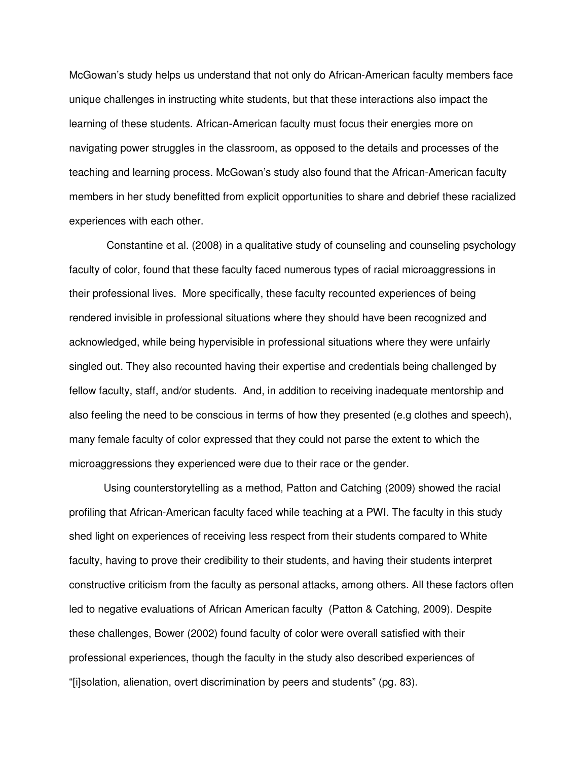McGowan's study helps us understand that not only do African-American faculty members face unique challenges in instructing white students, but that these interactions also impact the learning of these students. African-American faculty must focus their energies more on navigating power struggles in the classroom, as opposed to the details and processes of the teaching and learning process. McGowan's study also found that the African-American faculty members in her study benefitted from explicit opportunities to share and debrief these racialized experiences with each other.

Constantine et al. (2008) in a qualitative study of counseling and counseling psychology faculty of color, found that these faculty faced numerous types of racial microaggressions in their professional lives. More specifically, these faculty recounted experiences of being rendered invisible in professional situations where they should have been recognized and acknowledged, while being hypervisible in professional situations where they were unfairly singled out. They also recounted having their expertise and credentials being challenged by fellow faculty, staff, and/or students. And, in addition to receiving inadequate mentorship and also feeling the need to be conscious in terms of how they presented (e.g clothes and speech), many female faculty of color expressed that they could not parse the extent to which the microaggressions they experienced were due to their race or the gender.

Using counterstorytelling as a method, Patton and Catching (2009) showed the racial profiling that African-American faculty faced while teaching at a PWI. The faculty in this study shed light on experiences of receiving less respect from their students compared to White faculty, having to prove their credibility to their students, and having their students interpret constructive criticism from the faculty as personal attacks, among others. All these factors often led to negative evaluations of African American faculty (Patton & Catching, 2009). Despite these challenges, Bower (2002) found faculty of color were overall satisfied with their professional experiences, though the faculty in the study also described experiences of "[i]solation, alienation, overt discrimination by peers and students" (pg. 83).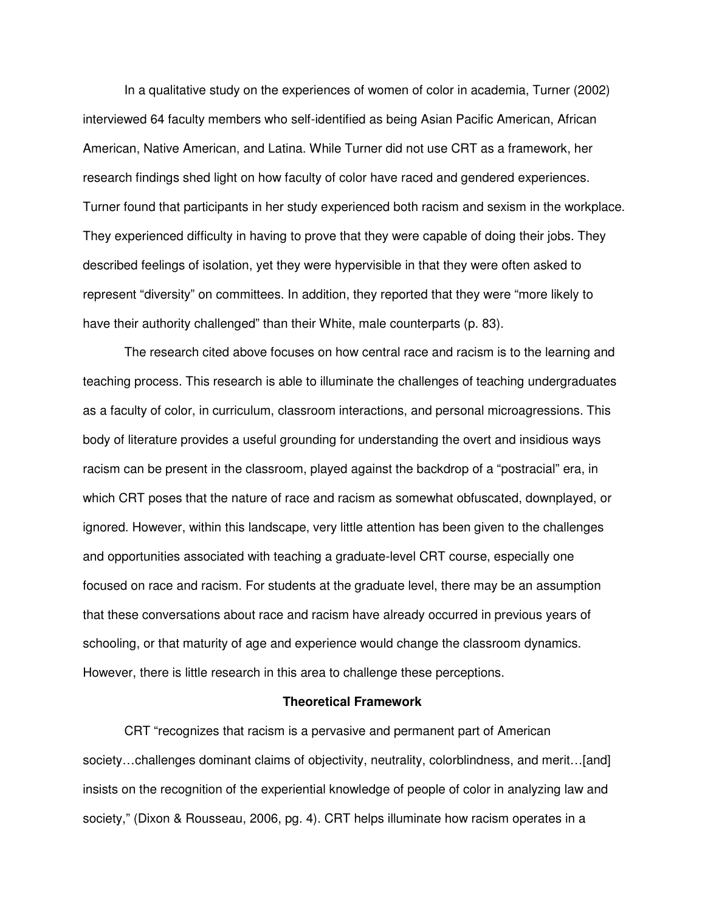In a qualitative study on the experiences of women of color in academia, Turner (2002) interviewed 64 faculty members who self-identified as being Asian Pacific American, African American, Native American, and Latina. While Turner did not use CRT as a framework, her research findings shed light on how faculty of color have raced and gendered experiences. Turner found that participants in her study experienced both racism and sexism in the workplace. They experienced difficulty in having to prove that they were capable of doing their jobs. They described feelings of isolation, yet they were hypervisible in that they were often asked to represent "diversity" on committees. In addition, they reported that they were "more likely to have their authority challenged" than their White, male counterparts (p. 83).

The research cited above focuses on how central race and racism is to the learning and teaching process. This research is able to illuminate the challenges of teaching undergraduates as a faculty of color, in curriculum, classroom interactions, and personal microagressions. This body of literature provides a useful grounding for understanding the overt and insidious ways racism can be present in the classroom, played against the backdrop of a "postracial" era, in which CRT poses that the nature of race and racism as somewhat obfuscated, downplayed, or ignored. However, within this landscape, very little attention has been given to the challenges and opportunities associated with teaching a graduate-level CRT course, especially one focused on race and racism. For students at the graduate level, there may be an assumption that these conversations about race and racism have already occurred in previous years of schooling, or that maturity of age and experience would change the classroom dynamics. However, there is little research in this area to challenge these perceptions.

## Theoretical Framework

CRT "recognizes that racism is a pervasive and permanent part of American society…challenges dominant claims of objectivity, neutrality, colorblindness, and merit…[and] insists on the recognition of the experiential knowledge of people of color in analyzing law and society," (Dixon & Rousseau, 2006, pg. 4). CRT helps illuminate how racism operates in a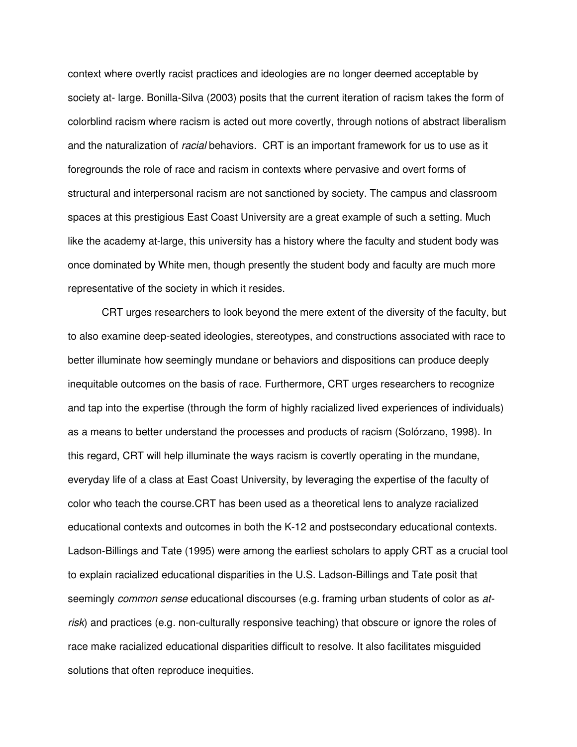context where overtly racist practices and ideologies are no longer deemed acceptable by society at- large. Bonilla-Silva (2003) posits that the current iteration of racism takes the form of colorblind racism where racism is acted out more covertly, through notions of abstract liberalism and the naturalization of *racial* behaviors. CRT is an important framework for us to use as it foregrounds the role of race and racism in contexts where pervasive and overt forms of structural and interpersonal racism are not sanctioned by society. The campus and classroom spaces at this prestigious East Coast University are a great example of such a setting. Much like the academy at-large, this university has a history where the faculty and student body was once dominated by White men, though presently the student body and faculty are much more representative of the society in which it resides.

CRT urges researchers to look beyond the mere extent of the diversity of the faculty, but to also examine deep-seated ideologies, stereotypes, and constructions associated with race to better illuminate how seemingly mundane or behaviors and dispositions can produce deeply inequitable outcomes on the basis of race. Furthermore, CRT urges researchers to recognize and tap into the expertise (through the form of highly racialized lived experiences of individuals) as a means to better understand the processes and products of racism (Solórzano, 1998). In this regard, CRT will help illuminate the ways racism is covertly operating in the mundane, everyday life of a class at East Coast University, by leveraging the expertise of the faculty of color who teach the course.CRT has been used as a theoretical lens to analyze racialized educational contexts and outcomes in both the K-12 and postsecondary educational contexts. Ladson-Billings and Tate (1995) were among the earliest scholars to apply CRT as a crucial tool to explain racialized educational disparities in the U.S. Ladson-Billings and Tate posit that seemingly *common sense* educational discourses (e.g. framing urban students of color as *at-risk*) and practices (e.g. non-culturally responsive teaching) that obscure or ignore the roles of race make racialized educational disparities difficult to resolve. It also facilitates misguided solutions that often reproduce inequities.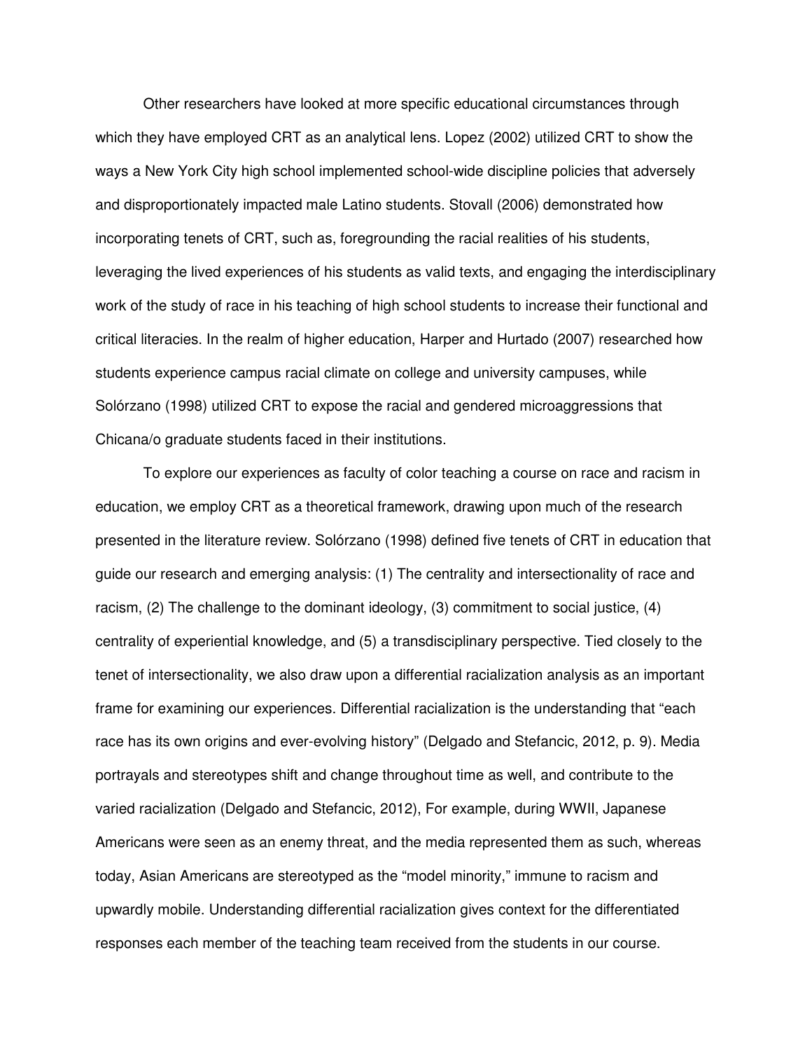Other researchers have looked at more specific educational circumstances through which they have employed CRT as an analytical lens. Lopez (2002) utilized CRT to show the ways a New York City high school implemented school-wide discipline policies that adversely and disproportionately impacted male Latino students. Stovall (2006) demonstrated how incorporating tenets of CRT, such as, foregrounding the racial realities of his students, leveraging the lived experiences of his students as valid texts, and engaging the interdisciplinary work of the study of race in his teaching of high school students to increase their functional and critical literacies. In the realm of higher education, Harper and Hurtado (2007) researched how students experience campus racial climate on college and university campuses, while Solórzano (1998) utilized CRT to expose the racial and gendered microaggressions that Chicana/o graduate students faced in their institutions.

To explore our experiences as faculty of color teaching a course on race and racism in education, we employ CRT as a theoretical framework, drawing upon much of the research presented in the literature review. Solórzano (1998) defined five tenets of CRT in education that guide our research and emerging analysis: (1) The centrality and intersectionality of race and racism, (2) The challenge to the dominant ideology, (3) commitment to social justice, (4) centrality of experiential knowledge, and (5) a transdisciplinary perspective. Tied closely to the tenet of intersectionality, we also draw upon a differential racialization analysis as an important frame for examining our experiences. Differential racialization is the understanding that "each race has its own origins and ever-evolving history" (Delgado and Stefancic, 2012, p. 9). Media portrayals and stereotypes shift and change throughout time as well, and contribute to the varied racialization (Delgado and Stefancic, 2012), For example, during WWII, Japanese Americans were seen as an enemy threat, and the media represented them as such, whereas today, Asian Americans are stereotyped as the "model minority," immune to racism and upwardly mobile. Understanding differential racialization gives context for the differentiated responses each member of the teaching team received from the students in our course.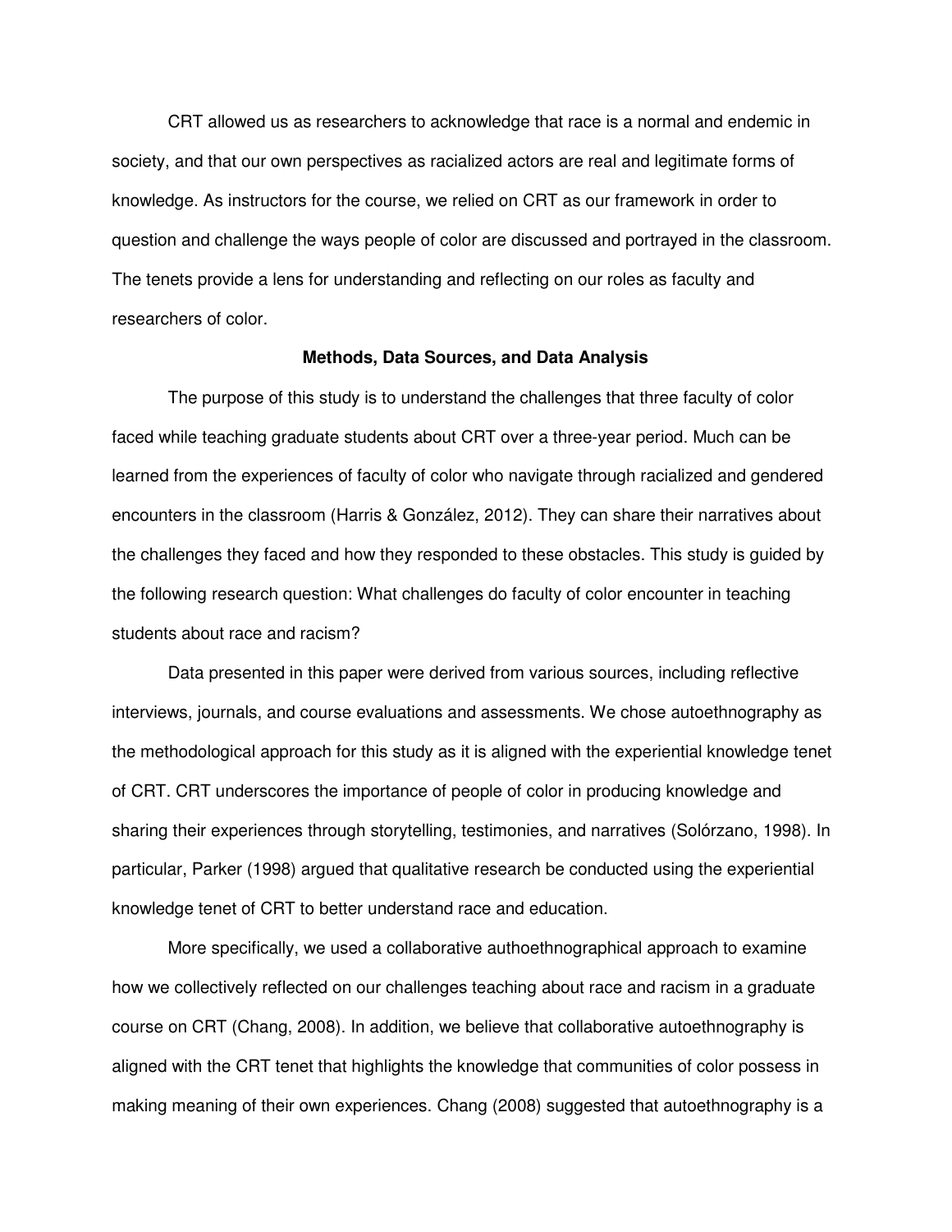CRT allowed us as researchers to acknowledge that race is a normal and endemic in society, and that our own perspectives as racialized actors are real and legitimate forms of knowledge. As instructors for the course, we relied on CRT as our framework in order to question and challenge the ways people of color are discussed and portrayed in the classroom. The tenets provide a lens for understanding and reflecting on our roles as faculty and researchers of color.

## Methods, Data Sources, and Data Analysis

The purpose of this study is to understand the challenges that three faculty of color faced while teaching graduate students about CRT over a three-year period. Much can be learned from the experiences of faculty of color who navigate through racialized and gendered encounters in the classroom (Harris & González, 2012). They can share their narratives about the challenges they faced and how they responded to these obstacles. This study is guided by the following research question: What challenges do faculty of color encounter in teaching students about race and racism?

Data presented in this paper were derived from various sources, including reflective interviews, journals, and course evaluations and assessments. We chose autoethnography as the methodological approach for this study as it is aligned with the experiential knowledge tenet of CRT. CRT underscores the importance of people of color in producing knowledge and sharing their experiences through storytelling, testimonies, and narratives (Solórzano, 1998). In particular, Parker (1998) argued that qualitative research be conducted using the experiential knowledge tenet of CRT to better understand race and education.

More specifically, we used a collaborative authoethnographical approach to examine how we collectively reflected on our challenges teaching about race and racism in a graduate course on CRT (Chang, 2008). In addition, we believe that collaborative autoethnography is aligned with the CRT tenet that highlights the knowledge that communities of color possess in making meaning of their own experiences. Chang (2008) suggested that autoethnography is a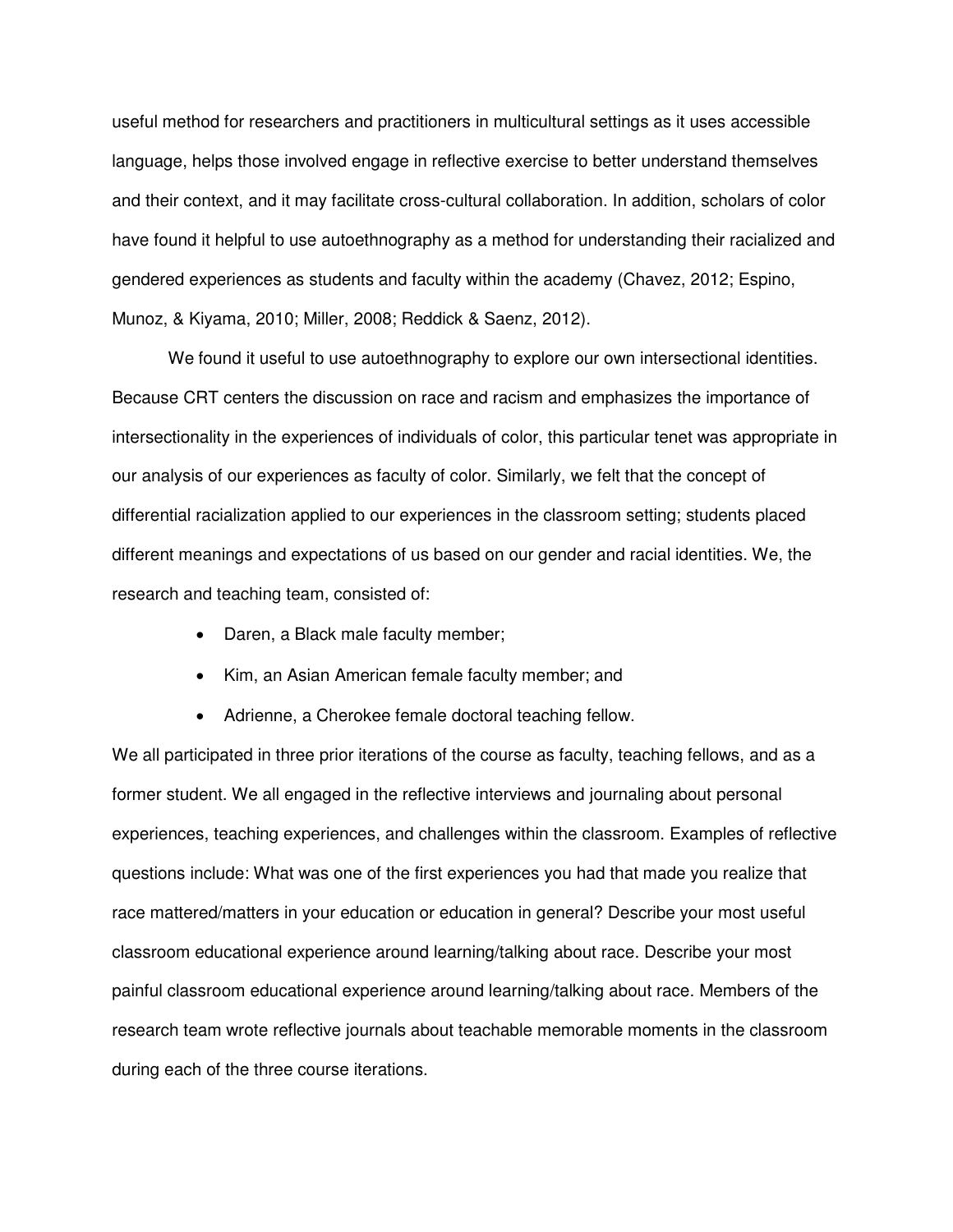useful method for researchers and practitioners in multicultural settings as it uses accessible language, helps those involved engage in reflective exercise to better understand themselves and their context, and it may facilitate cross-cultural collaboration. In addition, scholars of color have found it helpful to use autoethnography as a method for understanding their racialized and gendered experiences as students and faculty within the academy (Chavez, 2012; Espino, Munoz, & Kiyama, 2010; Miller, 2008; Reddick & Saenz, 2012).

We found it useful to use autoethnography to explore our own intersectional identities. Because CRT centers the discussion on race and racism and emphasizes the importance of intersectionality in the experiences of individuals of color, this particular tenet was appropriate in our analysis of our experiences as faculty of color. Similarly, we felt that the concept of differential racialization applied to our experiences in the classroom setting; students placed different meanings and expectations of us based on our gender and racial identities. We, the research and teaching team, consisted of:

- Daren, a Black male faculty member;
- Kim, an Asian American female faculty member; and
- Adrienne, a Cherokee female doctoral teaching fellow.

We all participated in three prior iterations of the course as faculty, teaching fellows, and as a former student. We all engaged in the reflective interviews and journaling about personal experiences, teaching experiences, and challenges within the classroom. Examples of reflective questions include: What was one of the first experiences you had that made you realize that race mattered/matters in your education or education in general? Describe your most useful classroom educational experience around learning/talking about race. Describe your most painful classroom educational experience around learning/talking about race. Members of the research team wrote reflective journals about teachable memorable moments in the classroom during each of the three course iterations.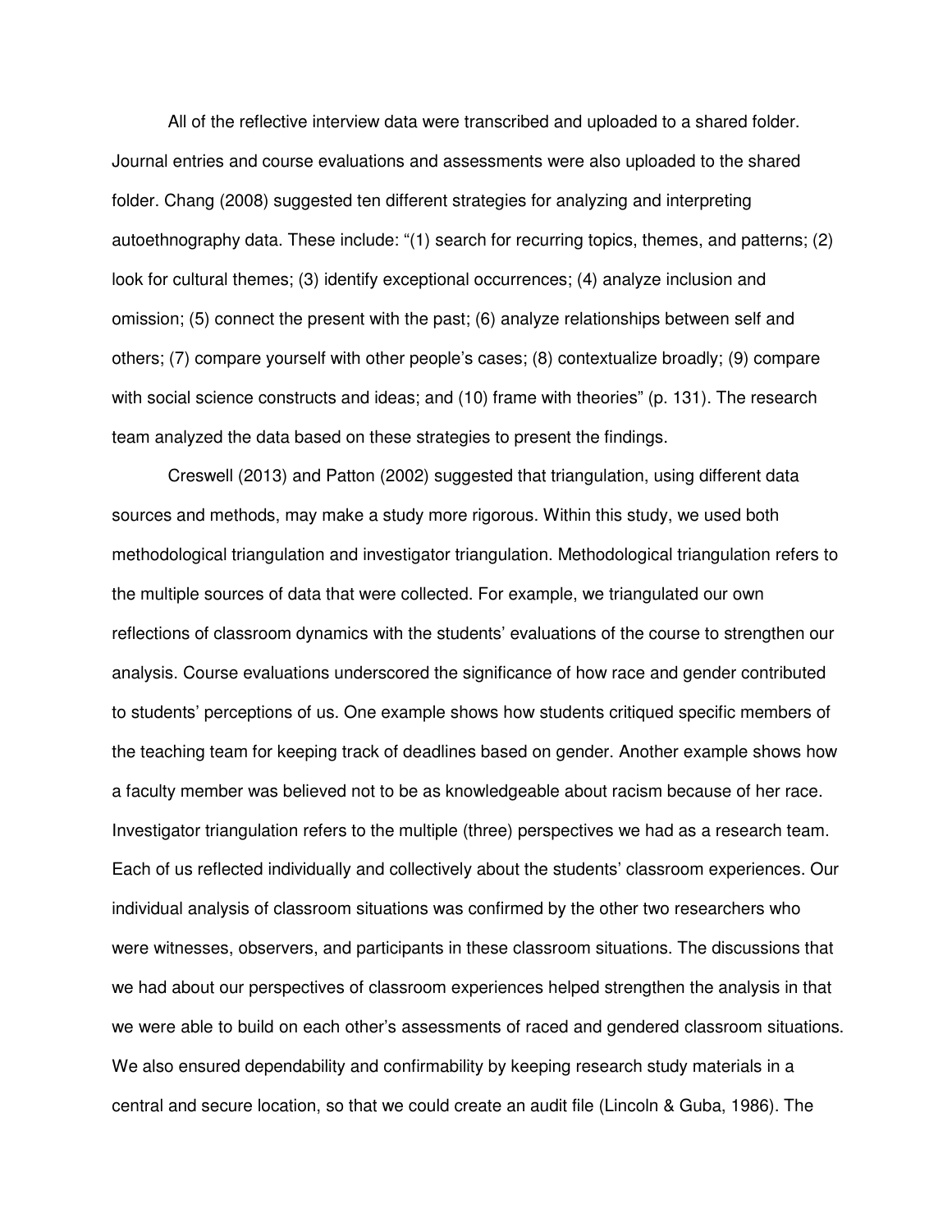All of the reflective interview data were transcribed and uploaded to a shared folder. Journal entries and course evaluations and assessments were also uploaded to the shared folder. Chang (2008) suggested ten different strategies for analyzing and interpreting autoethnography data. These include: "(1) search for recurring topics, themes, and patterns; (2) look for cultural themes; (3) identify exceptional occurrences; (4) analyze inclusion and omission; (5) connect the present with the past; (6) analyze relationships between self and others; (7) compare yourself with other people's cases; (8) contextualize broadly; (9) compare with social science constructs and ideas; and (10) frame with theories" (p. 131). The research team analyzed the data based on these strategies to present the findings.

Creswell (2013) and Patton (2002) suggested that triangulation, using different data sources and methods, may make a study more rigorous. Within this study, we used both methodological triangulation and investigator triangulation. Methodological triangulation refers to the multiple sources of data that were collected. For example, we triangulated our own reflections of classroom dynamics with the students' evaluations of the course to strengthen our analysis. Course evaluations underscored the significance of how race and gender contributed to students' perceptions of us. One example shows how students critiqued specific members of the teaching team for keeping track of deadlines based on gender. Another example shows how a faculty member was believed not to be as knowledgeable about racism because of her race. Investigator triangulation refers to the multiple (three) perspectives we had as a research team. Each of us reflected individually and collectively about the students' classroom experiences. Our individual analysis of classroom situations was confirmed by the other two researchers who were witnesses, observers, and participants in these classroom situations. The discussions that we had about our perspectives of classroom experiences helped strengthen the analysis in that we were able to build on each other's assessments of raced and gendered classroom situations. We also ensured dependability and confirmability by keeping research study materials in a central and secure location, so that we could create an audit file (Lincoln & Guba, 1986). The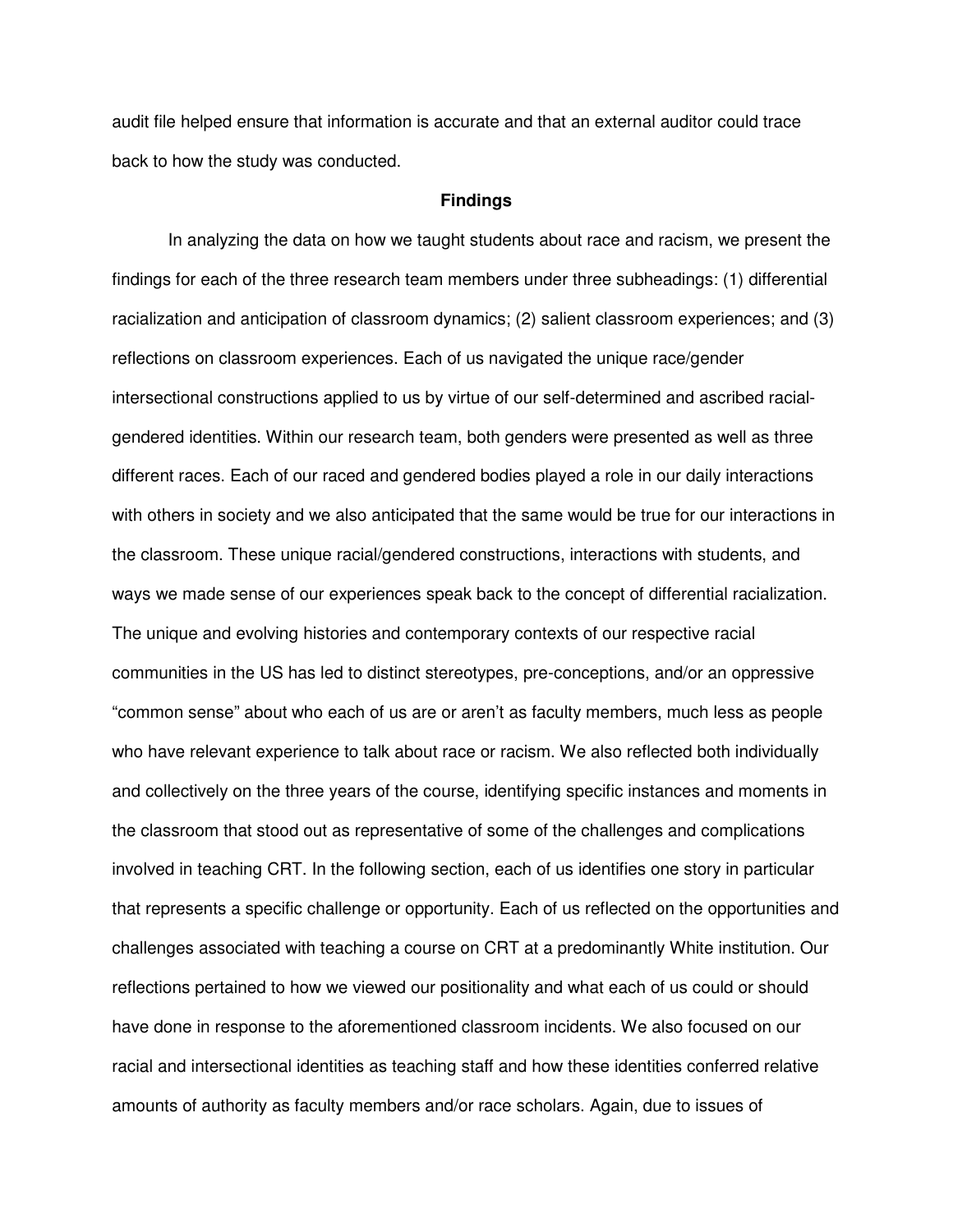audit file helped ensure that information is accurate and that an external auditor could trace back to how the study was conducted.

## Findings

In analyzing the data on how we taught students about race and racism, we present the findings for each of the three research team members under three subheadings: (1) differential racialization and anticipation of classroom dynamics; (2) salient classroom experiences; and (3) reflections on classroom experiences. Each of us navigated the unique race/gender intersectional constructions applied to us by virtue of our self-determined and ascribed racial-gendered identities. Within our research team, both genders were presented as well as three different races. Each of our raced and gendered bodies played a role in our daily interactions with others in society and we also anticipated that the same would be true for our interactions in the classroom. These unique racial/gendered constructions, interactions with students, and ways we made sense of our experiences speak back to the concept of differential racialization. The unique and evolving histories and contemporary contexts of our respective racial communities in the US has led to distinct stereotypes, pre-conceptions, and/or an oppressive "common sense" about who each of us are or aren't as faculty members, much less as people who have relevant experience to talk about race or racism. We also reflected both individually and collectively on the three years of the course, identifying specific instances and moments in the classroom that stood out as representative of some of the challenges and complications involved in teaching CRT. In the following section, each of us identifies one story in particular that represents a specific challenge or opportunity. Each of us reflected on the opportunities and challenges associated with teaching a course on CRT at a predominantly White institution. Our reflections pertained to how we viewed our positionality and what each of us could or should have done in response to the aforementioned classroom incidents. We also focused on our racial and intersectional identities as teaching staff and how these identities conferred relative amounts of authority as faculty members and/or race scholars. Again, due to issues of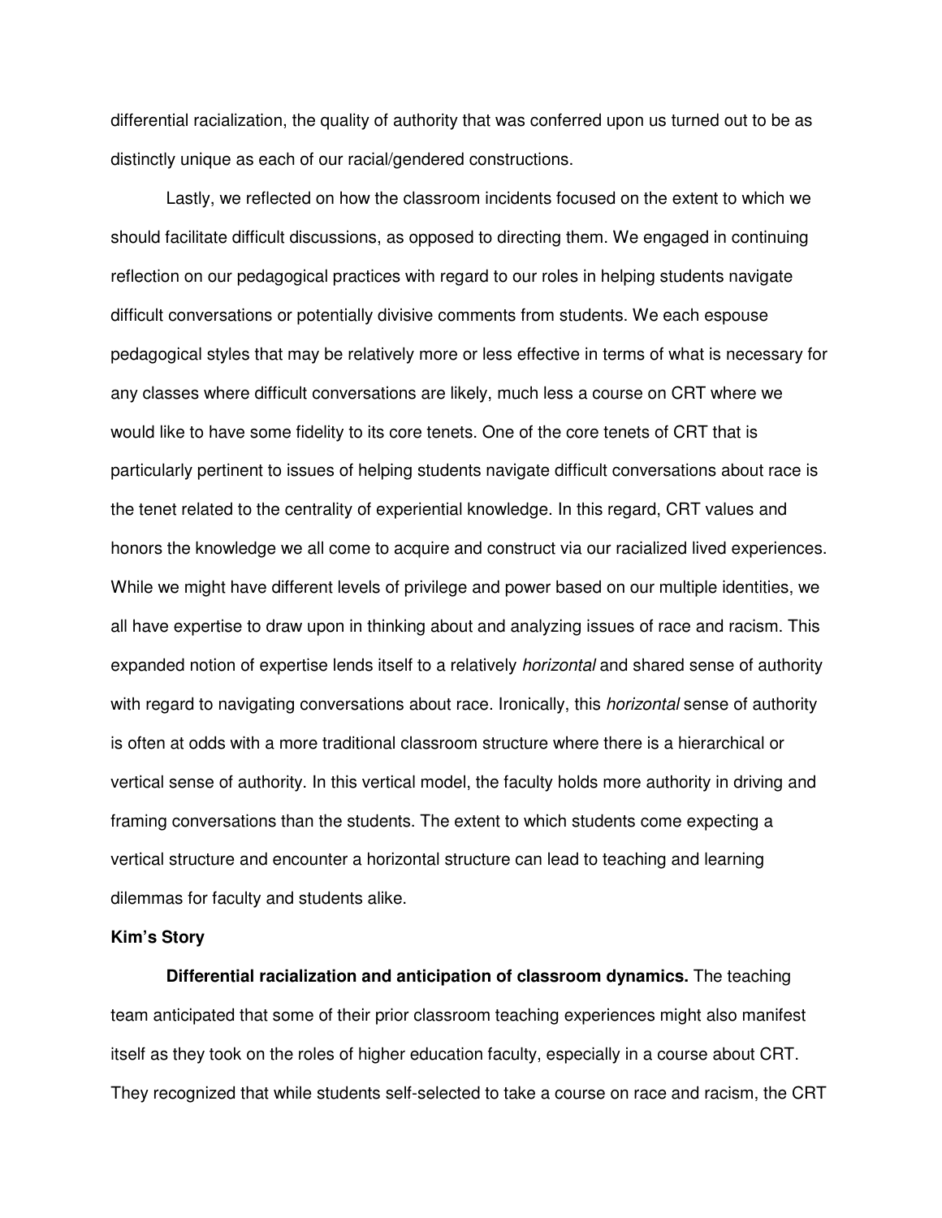differential racialization, the quality of authority that was conferred upon us turned out to be as distinctly unique as each of our racial/gendered constructions.

Lastly, we reflected on how the classroom incidents focused on the extent to which we should facilitate difficult discussions, as opposed to directing them. We engaged in continuing reflection on our pedagogical practices with regard to our roles in helping students navigate difficult conversations or potentially divisive comments from students. We each espouse pedagogical styles that may be relatively more or less effective in terms of what is necessary for any classes where difficult conversations are likely, much less a course on CRT where we would like to have some fidelity to its core tenets. One of the core tenets of CRT that is particularly pertinent to issues of helping students navigate difficult conversations about race is the tenet related to the centrality of experiential knowledge. In this regard, CRT values and honors the knowledge we all come to acquire and construct via our racialized lived experiences. While we might have different levels of privilege and power based on our multiple identities, we all have expertise to draw upon in thinking about and analyzing issues of race and racism. This expanded notion of expertise lends itself to a relatively *horizontal* and shared sense of authority with regard to navigating conversations about race. Ironically, this *horizontal* sense of authority is often at odds with a more traditional classroom structure where there is a hierarchical or vertical sense of authority. In this vertical model, the faculty holds more authority in driving and framing conversations than the students. The extent to which students come expecting a vertical structure and encounter a horizontal structure can lead to teaching and learning dilemmas for faculty and students alike.

### Kim's Story

**Differential racialization and anticipation of classroom dynamics.** The teaching team anticipated that some of their prior classroom teaching experiences might also manifest itself as they took on the roles of higher education faculty, especially in a course about CRT. They recognized that while students self-selected to take a course on race and racism, the CRT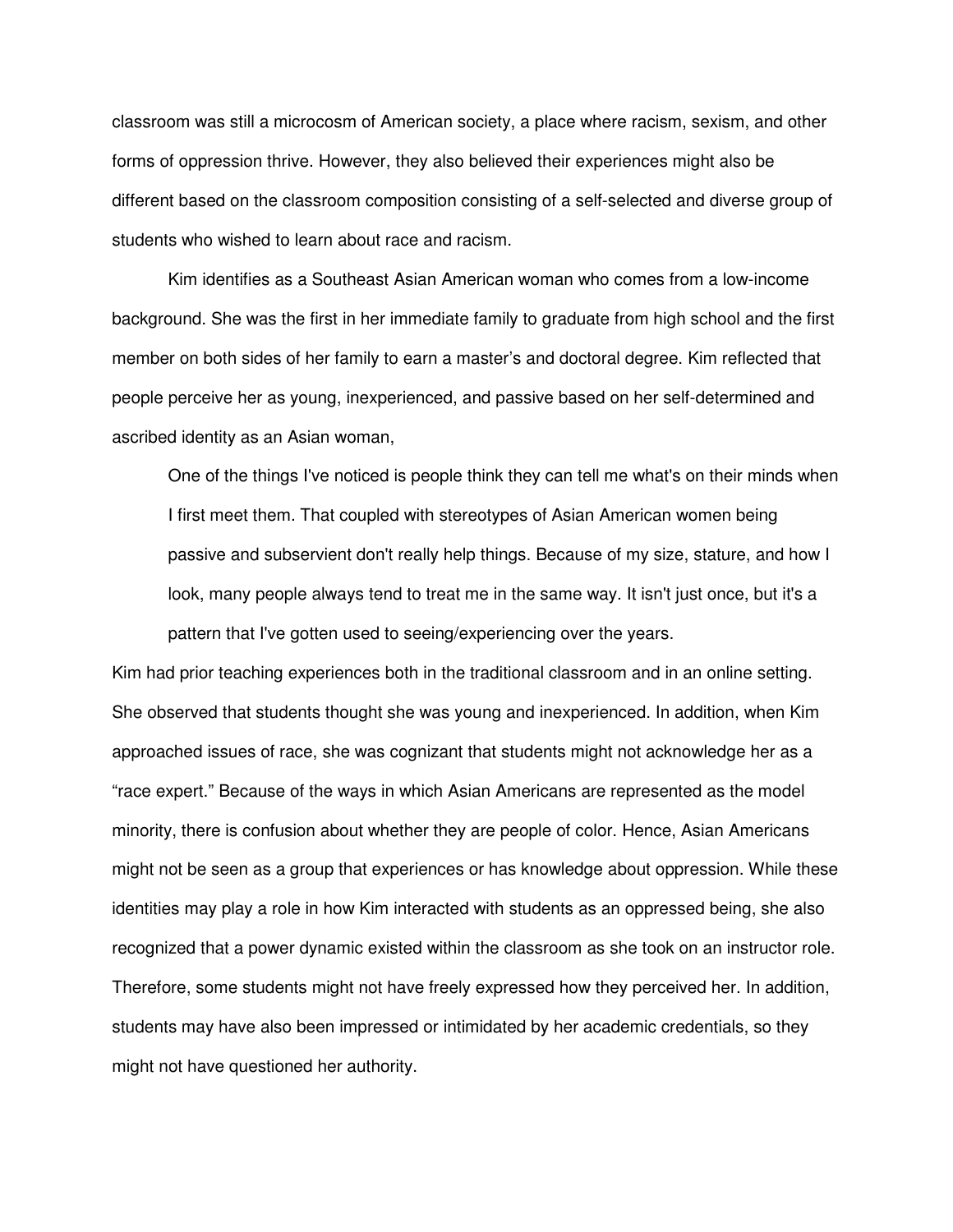classroom was still a microcosm of American society, a place where racism, sexism, and other forms of oppression thrive. However, they also believed their experiences might also be different based on the classroom composition consisting of a self-selected and diverse group of students who wished to learn about race and racism.

Kim identifies as a Southeast Asian American woman who comes from a low-income background. She was the first in her immediate family to graduate from high school and the first member on both sides of her family to earn a master's and doctoral degree. Kim reflected that people perceive her as young, inexperienced, and passive based on her self-determined and ascribed identity as an Asian woman,

> One of the things I've noticed is people think they can tell me what's on their minds when I first meet them. That coupled with stereotypes of Asian American women being passive and subservient don't really help things. Because of my size, stature, and how I look, many people always tend to treat me in the same way. It isn't just once, but it's a pattern that I've gotten used to seeing/experiencing over the years.

Kim had prior teaching experiences both in the traditional classroom and in an online setting. She observed that students thought she was young and inexperienced. In addition, when Kim approached issues of race, she was cognizant that students might not acknowledge her as a "race expert." Because of the ways in which Asian Americans are represented as the model minority, there is confusion about whether they are people of color. Hence, Asian Americans might not be seen as a group that experiences or has knowledge about oppression. While these identities may play a role in how Kim interacted with students as an oppressed being, she also recognized that a power dynamic existed within the classroom as she took on an instructor role. Therefore, some students might not have freely expressed how they perceived her. In addition, students may have also been impressed or intimidated by her academic credentials, so they might not have questioned her authority.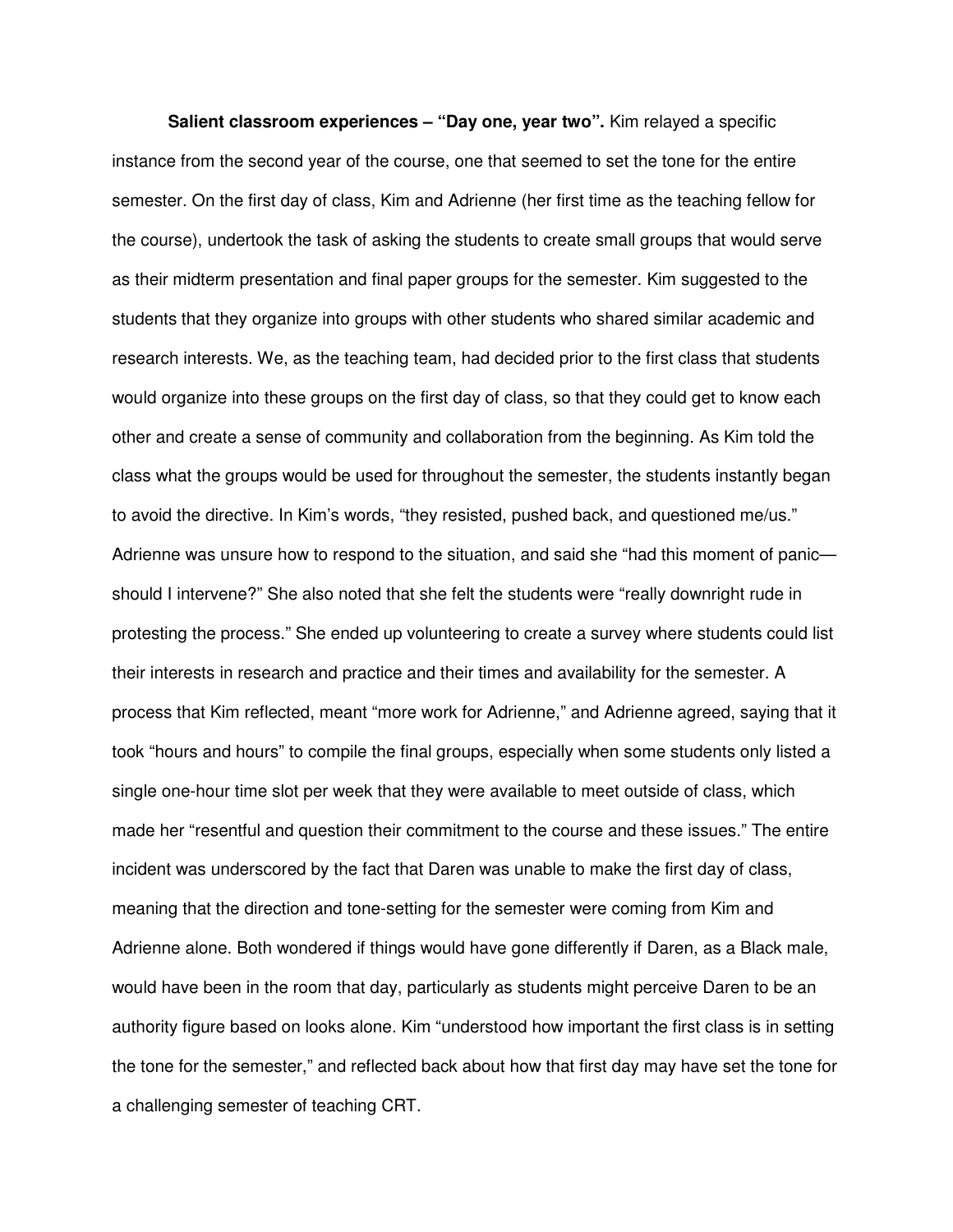**Salient classroom experiences – "Day one, year two".** Kim relayed a specific instance from the second year of the course, one that seemed to set the tone for the entire semester. On the first day of class, Kim and Adrienne (her first time as the teaching fellow for the course), undertook the task of asking the students to create small groups that would serve as their midterm presentation and final paper groups for the semester. Kim suggested to the students that they organize into groups with other students who shared similar academic and research interests. We, as the teaching team, had decided prior to the first class that students would organize into these groups on the first day of class, so that they could get to know each other and create a sense of community and collaboration from the beginning. As Kim told the class what the groups would be used for throughout the semester, the students instantly began to avoid the directive. In Kim's words, "they resisted, pushed back, and questioned me/us." Adrienne was unsure how to respond to the situation, and said she "had this moment of panic—should I intervene?" She also noted that she felt the students were "really downright rude in protesting the process." She ended up volunteering to create a survey where students could list their interests in research and practice and their times and availability for the semester. A process that Kim reflected, meant "more work for Adrienne," and Adrienne agreed, saying that it took "hours and hours" to compile the final groups, especially when some students only listed a single one-hour time slot per week that they were available to meet outside of class, which made her "resentful and question their commitment to the course and these issues." The entire incident was underscored by the fact that Daren was unable to make the first day of class, meaning that the direction and tone-setting for the semester were coming from Kim and Adrienne alone. Both wondered if things would have gone differently if Daren, as a Black male, would have been in the room that day, particularly as students might perceive Daren to be an authority figure based on looks alone. Kim "understood how important the first class is in setting the tone for the semester," and reflected back about how that first day may have set the tone for a challenging semester of teaching CRT.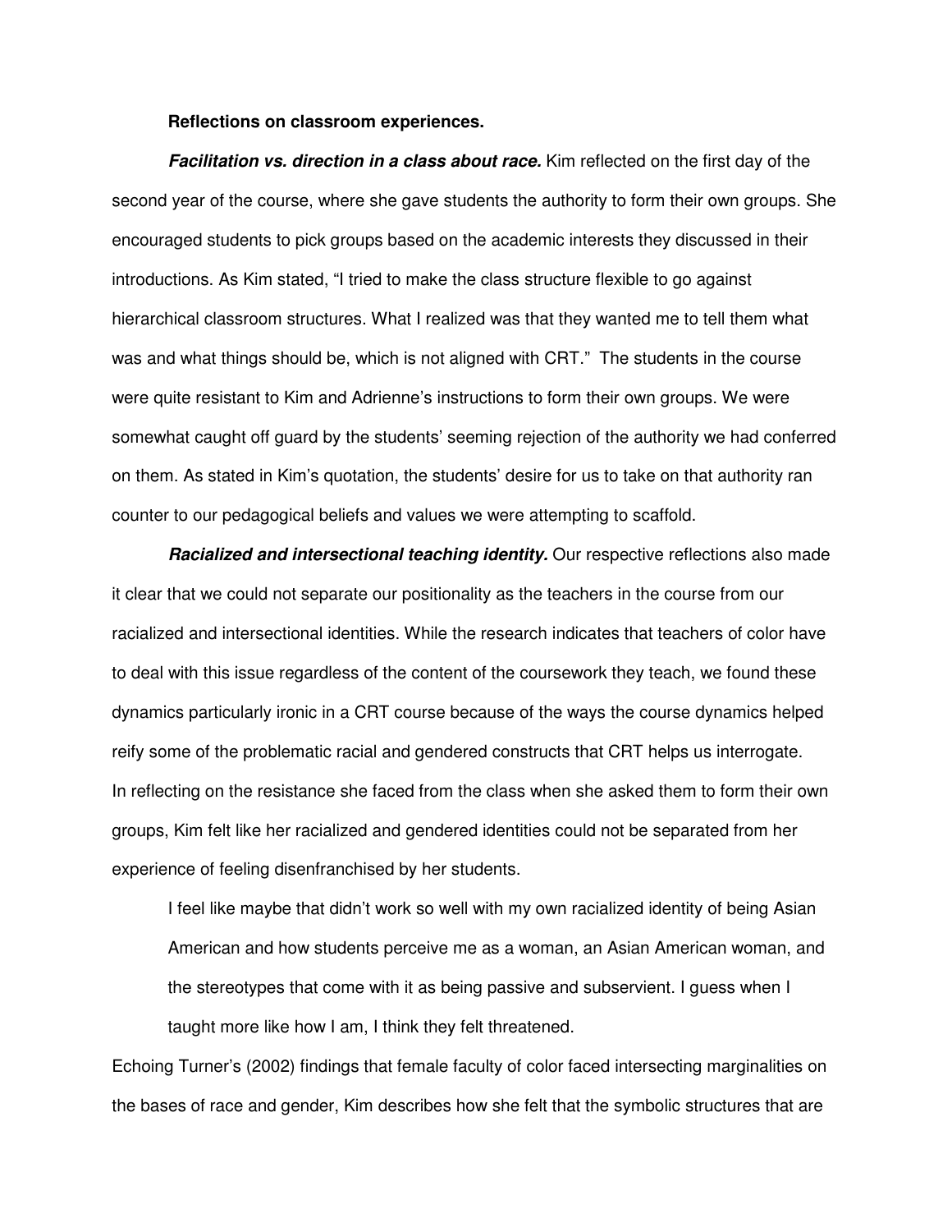**Reflections on classroom experiences.**

***Facilitation vs. direction in a class about race.*** Kim reflected on the first day of the second year of the course, where she gave students the authority to form their own groups. She encouraged students to pick groups based on the academic interests they discussed in their introductions. As Kim stated, "I tried to make the class structure flexible to go against hierarchical classroom structures. What I realized was that they wanted me to tell them what was and what things should be, which is not aligned with CRT." The students in the course were quite resistant to Kim and Adrienne's instructions to form their own groups. We were somewhat caught off guard by the students' seeming rejection of the authority we had conferred on them. As stated in Kim's quotation, the students' desire for us to take on that authority ran counter to our pedagogical beliefs and values we were attempting to scaffold.

***Racialized and intersectional teaching identity.*** Our respective reflections also made it clear that we could not separate our positionality as the teachers in the course from our racialized and intersectional identities. While the research indicates that teachers of color have to deal with this issue regardless of the content of the coursework they teach, we found these dynamics particularly ironic in a CRT course because of the ways the course dynamics helped reify some of the problematic racial and gendered constructs that CRT helps us interrogate. In reflecting on the resistance she faced from the class when she asked them to form their own groups, Kim felt like her racialized and gendered identities could not be separated from her experience of feeling disenfranchised by her students.

> I feel like maybe that didn't work so well with my own racialized identity of being Asian American and how students perceive me as a woman, an Asian American woman, and the stereotypes that come with it as being passive and subservient. I guess when I taught more like how I am, I think they felt threatened.

Echoing Turner's (2002) findings that female faculty of color faced intersecting marginalities on the bases of race and gender, Kim describes how she felt that the symbolic structures that are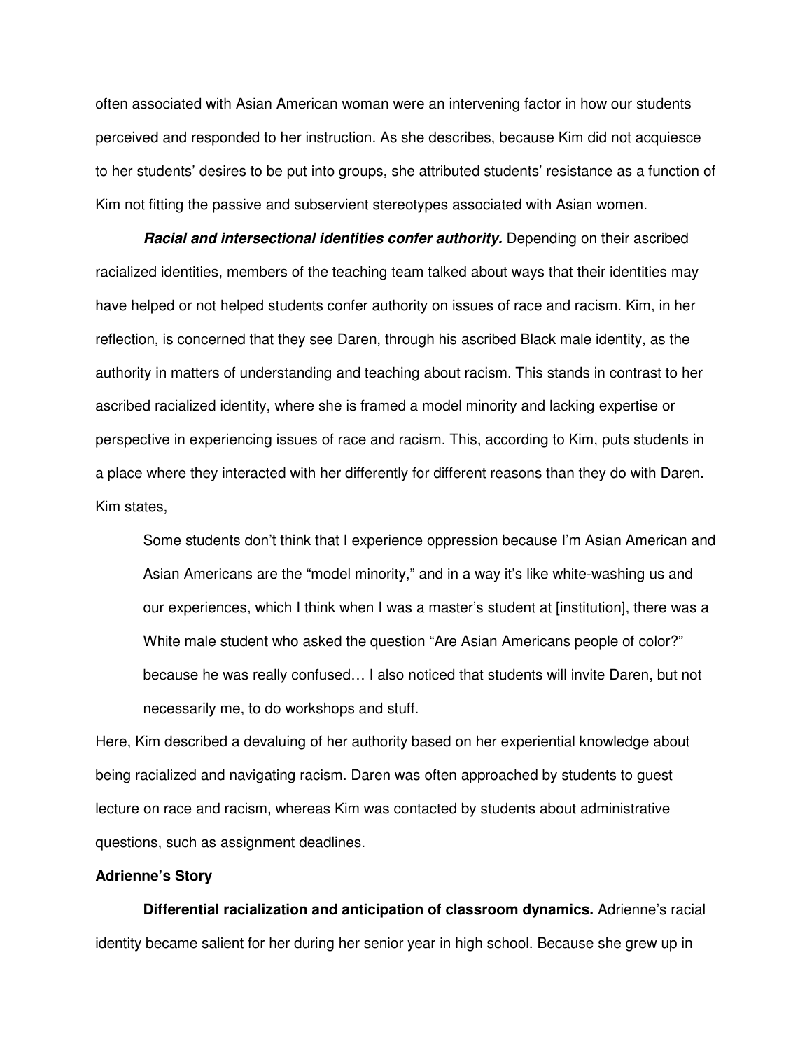often associated with Asian American woman were an intervening factor in how our students perceived and responded to her instruction. As she describes, because Kim did not acquiesce to her students' desires to be put into groups, she attributed students' resistance as a function of Kim not fitting the passive and subservient stereotypes associated with Asian women.

***Racial and intersectional identities confer authority.*** Depending on their ascribed racialized identities, members of the teaching team talked about ways that their identities may have helped or not helped students confer authority on issues of race and racism. Kim, in her reflection, is concerned that they see Daren, through his ascribed Black male identity, as the authority in matters of understanding and teaching about racism. This stands in contrast to her ascribed racialized identity, where she is framed a model minority and lacking expertise or perspective in experiencing issues of race and racism. This, according to Kim, puts students in a place where they interacted with her differently for different reasons than they do with Daren. Kim states,

> Some students don't think that I experience oppression because I'm Asian American and Asian Americans are the "model minority," and in a way it's like white-washing us and our experiences, which I think when I was a master's student at [institution], there was a White male student who asked the question "Are Asian Americans people of color?" because he was really confused… I also noticed that students will invite Daren, but not necessarily me, to do workshops and stuff.

Here, Kim described a devaluing of her authority based on her experiential knowledge about being racialized and navigating racism. Daren was often approached by students to guest lecture on race and racism, whereas Kim was contacted by students about administrative questions, such as assignment deadlines.

### Adrienne's Story

**Differential racialization and anticipation of classroom dynamics.** Adrienne's racial identity became salient for her during her senior year in high school. Because she grew up in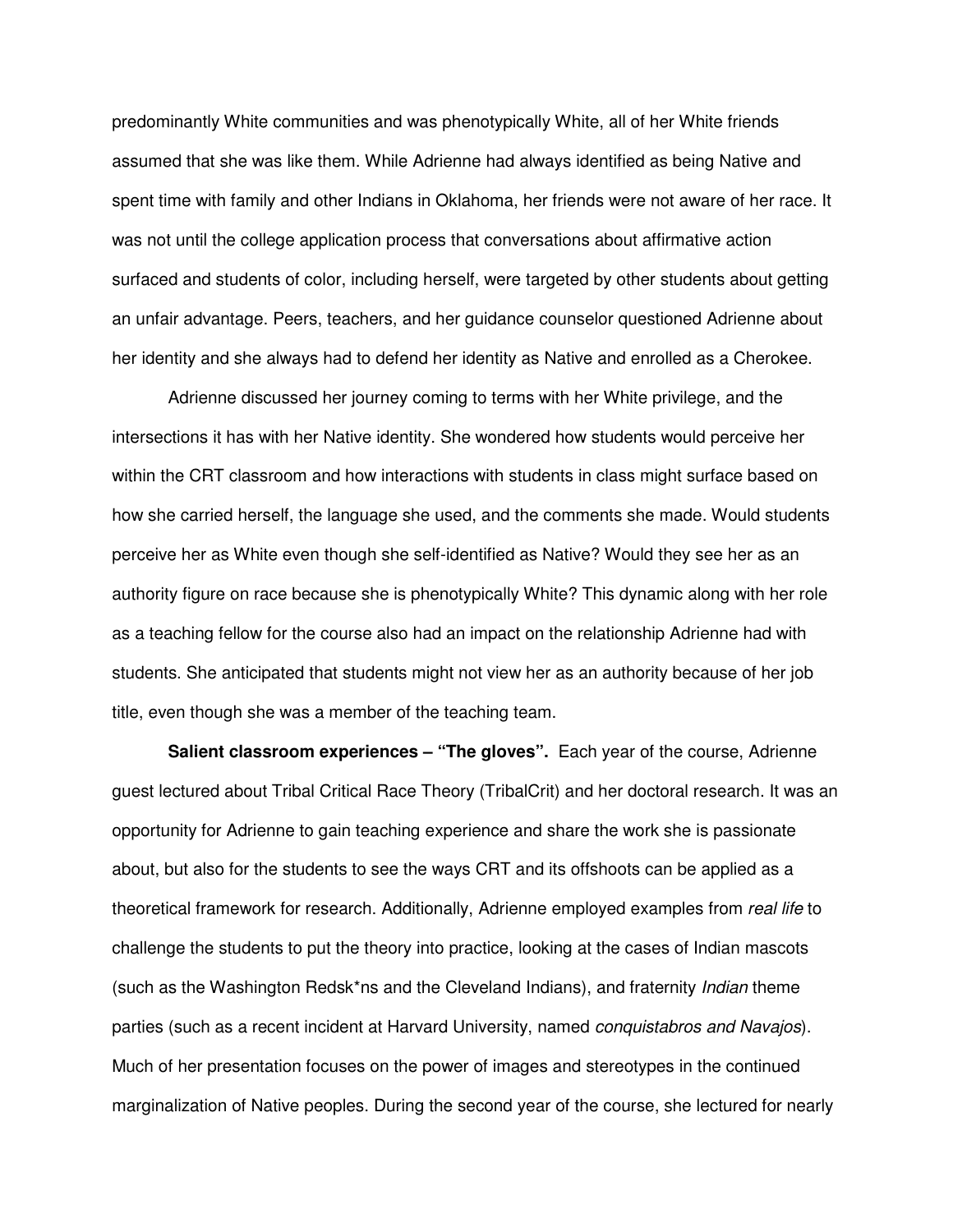predominantly White communities and was phenotypically White, all of her White friends assumed that she was like them. While Adrienne had always identified as being Native and spent time with family and other Indians in Oklahoma, her friends were not aware of her race. It was not until the college application process that conversations about affirmative action surfaced and students of color, including herself, were targeted by other students about getting an unfair advantage. Peers, teachers, and her guidance counselor questioned Adrienne about her identity and she always had to defend her identity as Native and enrolled as a Cherokee.

Adrienne discussed her journey coming to terms with her White privilege, and the intersections it has with her Native identity. She wondered how students would perceive her within the CRT classroom and how interactions with students in class might surface based on how she carried herself, the language she used, and the comments she made. Would students perceive her as White even though she self-identified as Native? Would they see her as an authority figure on race because she is phenotypically White? This dynamic along with her role as a teaching fellow for the course also had an impact on the relationship Adrienne had with students. She anticipated that students might not view her as an authority because of her job title, even though she was a member of the teaching team.

**Salient classroom experiences – "The gloves".** Each year of the course, Adrienne guest lectured about Tribal Critical Race Theory (TribalCrit) and her doctoral research. It was an opportunity for Adrienne to gain teaching experience and share the work she is passionate about, but also for the students to see the ways CRT and its offshoots can be applied as a theoretical framework for research. Additionally, Adrienne employed examples from *real life* to challenge the students to put the theory into practice, looking at the cases of Indian mascots (such as the Washington Redsk*ns and the Cleveland Indians), and fraternity *Indian* theme parties (such as a recent incident at Harvard University, named *conquistabros and Navajos*). Much of her presentation focuses on the power of images and stereotypes in the continued marginalization of Native peoples. During the second year of the course, she lectured for nearly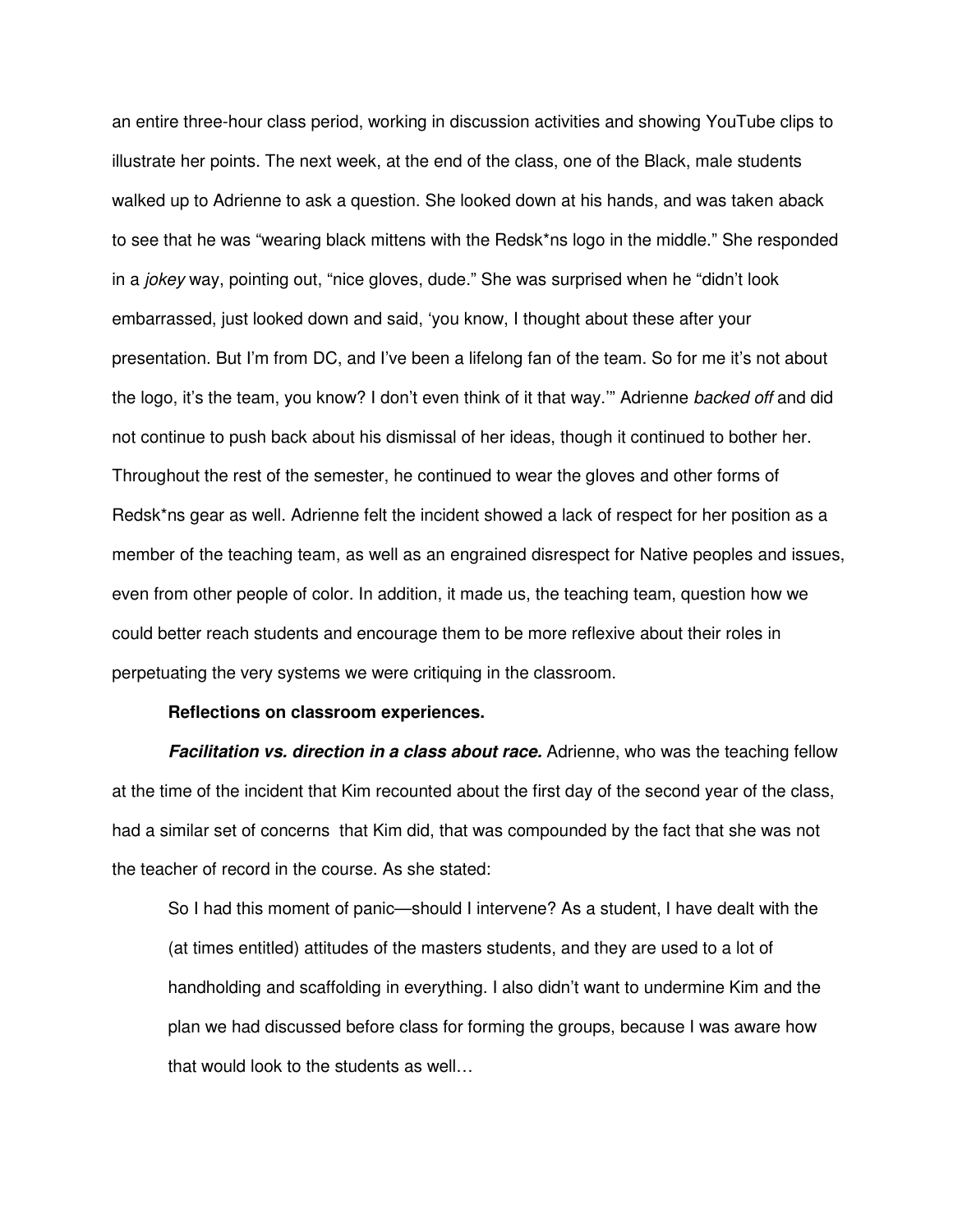an entire three-hour class period, working in discussion activities and showing YouTube clips to illustrate her points. The next week, at the end of the class, one of the Black, male students walked up to Adrienne to ask a question. She looked down at his hands, and was taken aback to see that he was "wearing black mittens with the Redsk*ns logo in the middle." She responded in a *jokey* way, pointing out, "nice gloves, dude." She was surprised when he "didn't look embarrassed, just looked down and said, 'you know, I thought about these after your presentation. But I'm from DC, and I've been a lifelong fan of the team. So for me it's not about the logo, it's the team, you know? I don't even think of it that way.'" Adrienne *backed off* and did not continue to push back about his dismissal of her ideas, though it continued to bother her. Throughout the rest of the semester, he continued to wear the gloves and other forms of Redsk*ns gear as well. Adrienne felt the incident showed a lack of respect for her position as a member of the teaching team, as well as an engrained disrespect for Native peoples and issues, even from other people of color. In addition, it made us, the teaching team, question how we could better reach students and encourage them to be more reflexive about their roles in perpetuating the very systems we were critiquing in the classroom.

**Reflections on classroom experiences.**

***Facilitation vs. direction in a class about race.*** Adrienne, who was the teaching fellow at the time of the incident that Kim recounted about the first day of the second year of the class, had a similar set of concerns that Kim did, that was compounded by the fact that she was not the teacher of record in the course. As she stated:

> So I had this moment of panic—should I intervene? As a student, I have dealt with the (at times entitled) attitudes of the masters students, and they are used to a lot of handholding and scaffolding in everything. I also didn't want to undermine Kim and the plan we had discussed before class for forming the groups, because I was aware how that would look to the students as well…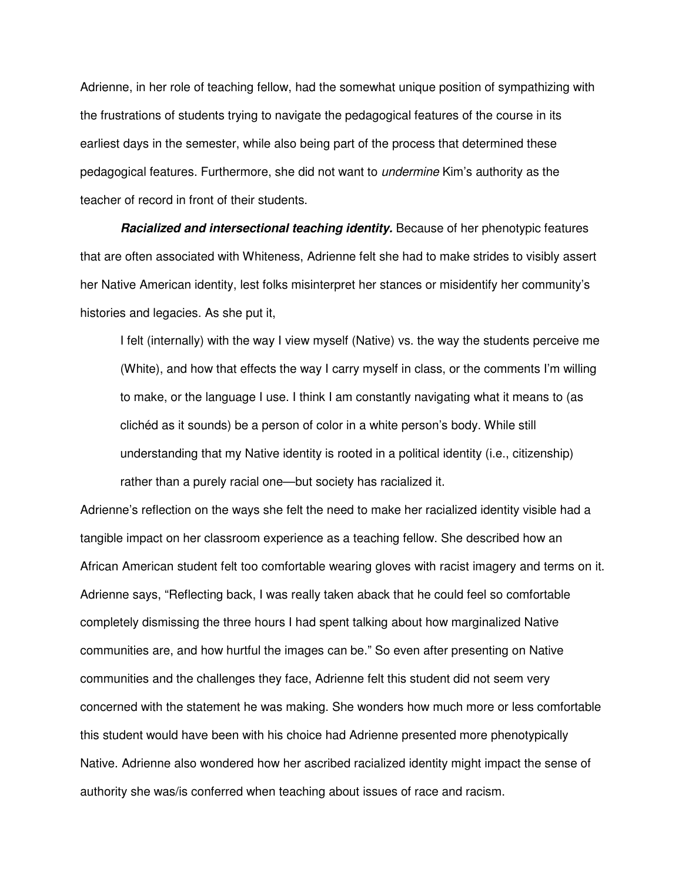Adrienne, in her role of teaching fellow, had the somewhat unique position of sympathizing with the frustrations of students trying to navigate the pedagogical features of the course in its earliest days in the semester, while also being part of the process that determined these pedagogical features. Furthermore, she did not want to *undermine* Kim's authority as the teacher of record in front of their students.

***Racialized and intersectional teaching identity.*** Because of her phenotypic features that are often associated with Whiteness, Adrienne felt she had to make strides to visibly assert her Native American identity, lest folks misinterpret her stances or misidentify her community's histories and legacies. As she put it,

> I felt (internally) with the way I view myself (Native) vs. the way the students perceive me (White), and how that effects the way I carry myself in class, or the comments I'm willing to make, or the language I use. I think I am constantly navigating what it means to (as clichéd as it sounds) be a person of color in a white person's body. While still understanding that my Native identity is rooted in a political identity (i.e., citizenship) rather than a purely racial one—but society has racialized it.

Adrienne's reflection on the ways she felt the need to make her racialized identity visible had a tangible impact on her classroom experience as a teaching fellow. She described how an African American student felt too comfortable wearing gloves with racist imagery and terms on it. Adrienne says, "Reflecting back, I was really taken aback that he could feel so comfortable completely dismissing the three hours I had spent talking about how marginalized Native communities are, and how hurtful the images can be." So even after presenting on Native communities and the challenges they face, Adrienne felt this student did not seem very concerned with the statement he was making. She wonders how much more or less comfortable this student would have been with his choice had Adrienne presented more phenotypically Native. Adrienne also wondered how her ascribed racialized identity might impact the sense of authority she was/is conferred when teaching about issues of race and racism.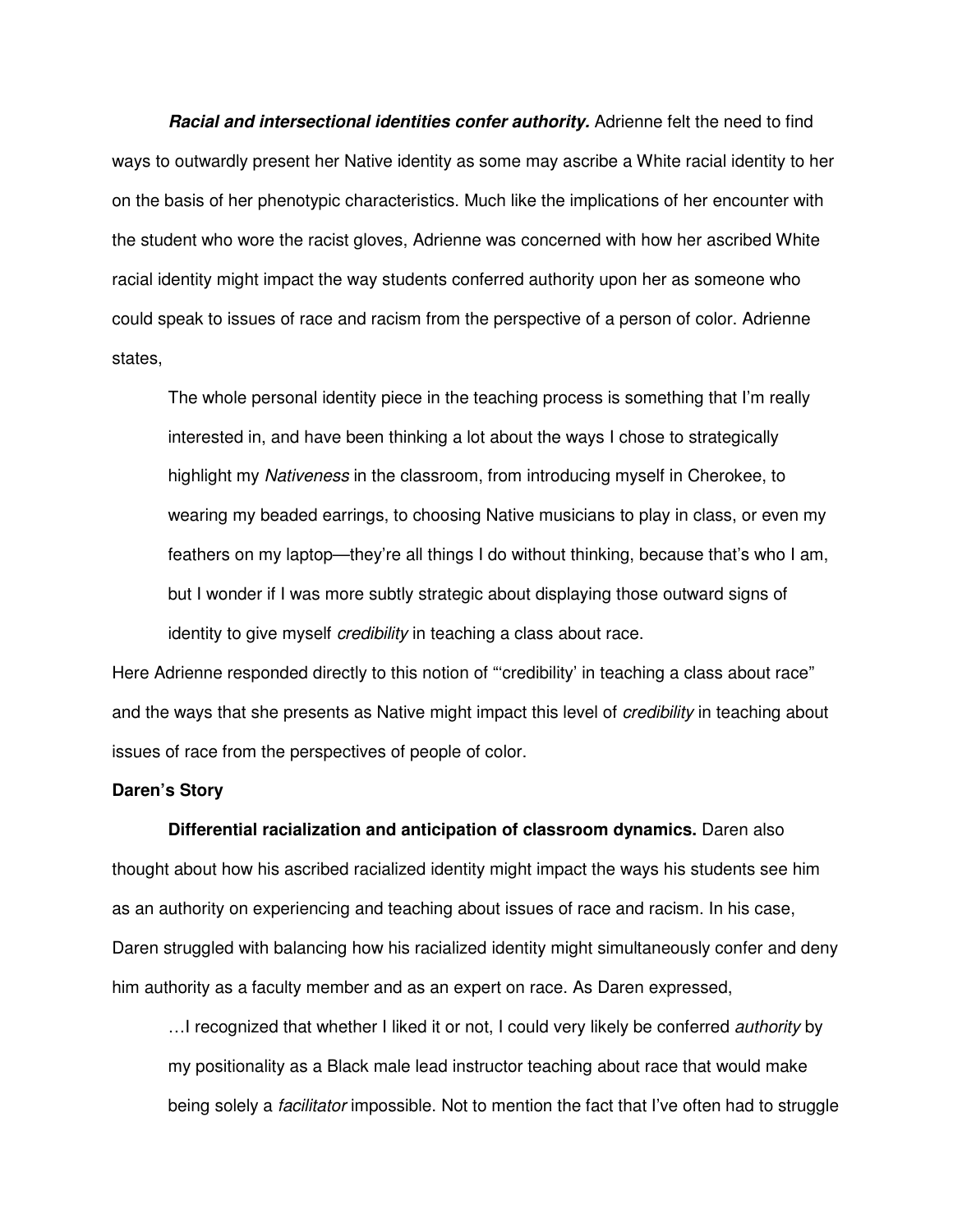***Racial and intersectional identities confer authority.*** Adrienne felt the need to find ways to outwardly present her Native identity as some may ascribe a White racial identity to her on the basis of her phenotypic characteristics. Much like the implications of her encounter with the student who wore the racist gloves, Adrienne was concerned with how her ascribed White racial identity might impact the way students conferred authority upon her as someone who could speak to issues of race and racism from the perspective of a person of color. Adrienne states,

> The whole personal identity piece in the teaching process is something that I'm really interested in, and have been thinking a lot about the ways I chose to strategically highlight my *Nativeness* in the classroom, from introducing myself in Cherokee, to wearing my beaded earrings, to choosing Native musicians to play in class, or even my feathers on my laptop—they're all things I do without thinking, because that's who I am, but I wonder if I was more subtly strategic about displaying those outward signs of identity to give myself *credibility* in teaching a class about race.

Here Adrienne responded directly to this notion of "'credibility' in teaching a class about race" and the ways that she presents as Native might impact this level of *credibility* in teaching about issues of race from the perspectives of people of color.

**Daren's Story**

**Differential racialization and anticipation of classroom dynamics.** Daren also thought about how his ascribed racialized identity might impact the ways his students see him as an authority on experiencing and teaching about issues of race and racism. In his case, Daren struggled with balancing how his racialized identity might simultaneously confer and deny him authority as a faculty member and as an expert on race. As Daren expressed,

> …I recognized that whether I liked it or not, I could very likely be conferred *authority* by my positionality as a Black male lead instructor teaching about race that would make being solely a *facilitator* impossible. Not to mention the fact that I've often had to struggle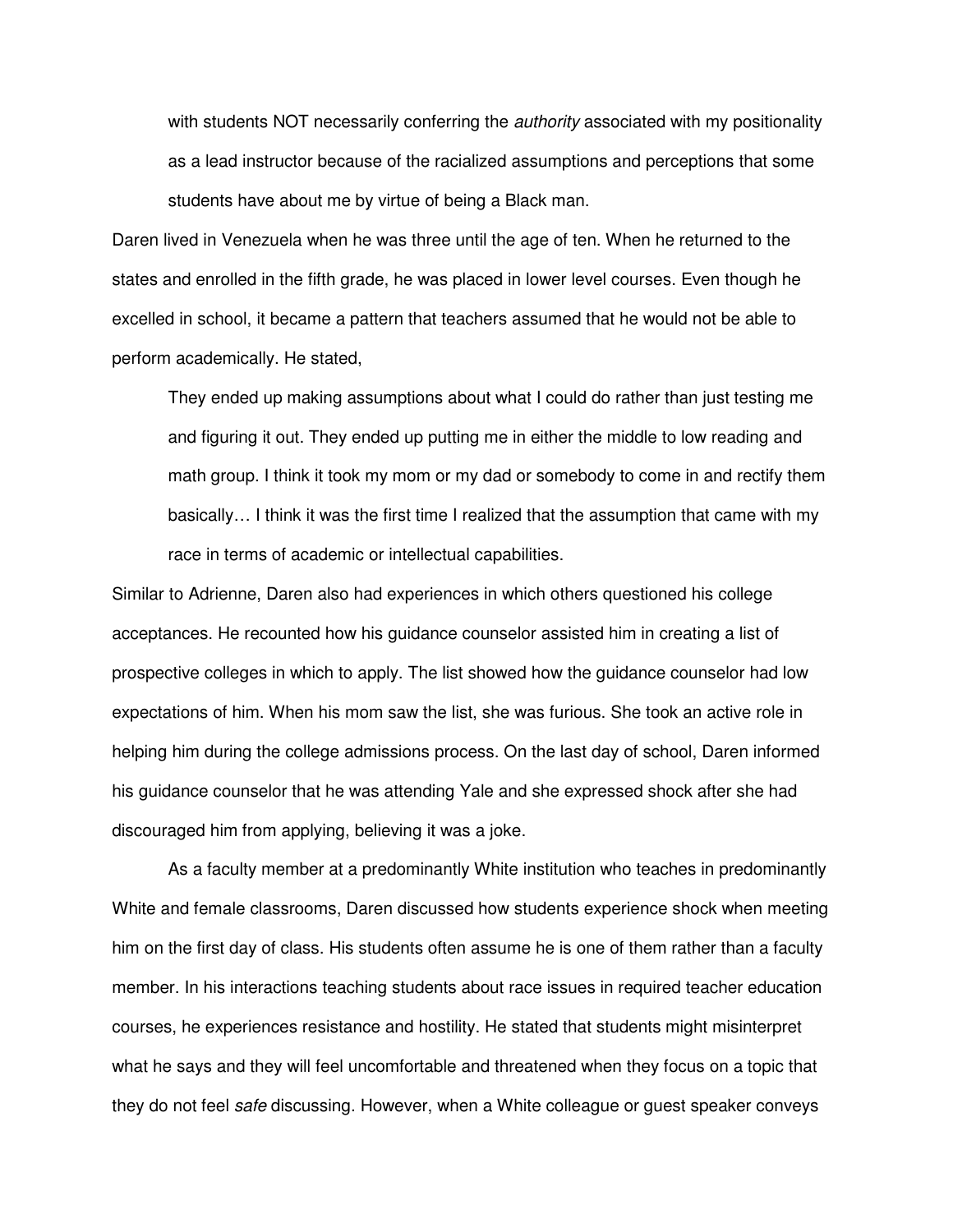> with students NOT necessarily conferring the *authority* associated with my positionality as a lead instructor because of the racialized assumptions and perceptions that some students have about me by virtue of being a Black man.

Daren lived in Venezuela when he was three until the age of ten. When he returned to the states and enrolled in the fifth grade, he was placed in lower level courses. Even though he excelled in school, it became a pattern that teachers assumed that he would not be able to perform academically. He stated,

> They ended up making assumptions about what I could do rather than just testing me and figuring it out. They ended up putting me in either the middle to low reading and math group. I think it took my mom or my dad or somebody to come in and rectify them basically… I think it was the first time I realized that the assumption that came with my race in terms of academic or intellectual capabilities.

Similar to Adrienne, Daren also had experiences in which others questioned his college acceptances. He recounted how his guidance counselor assisted him in creating a list of prospective colleges in which to apply. The list showed how the guidance counselor had low expectations of him. When his mom saw the list, she was furious. She took an active role in helping him during the college admissions process. On the last day of school, Daren informed his guidance counselor that he was attending Yale and she expressed shock after she had discouraged him from applying, believing it was a joke.

As a faculty member at a predominantly White institution who teaches in predominantly White and female classrooms, Daren discussed how students experience shock when meeting him on the first day of class. His students often assume he is one of them rather than a faculty member. In his interactions teaching students about race issues in required teacher education courses, he experiences resistance and hostility. He stated that students might misinterpret what he says and they will feel uncomfortable and threatened when they focus on a topic that they do not feel *safe* discussing. However, when a White colleague or guest speaker conveys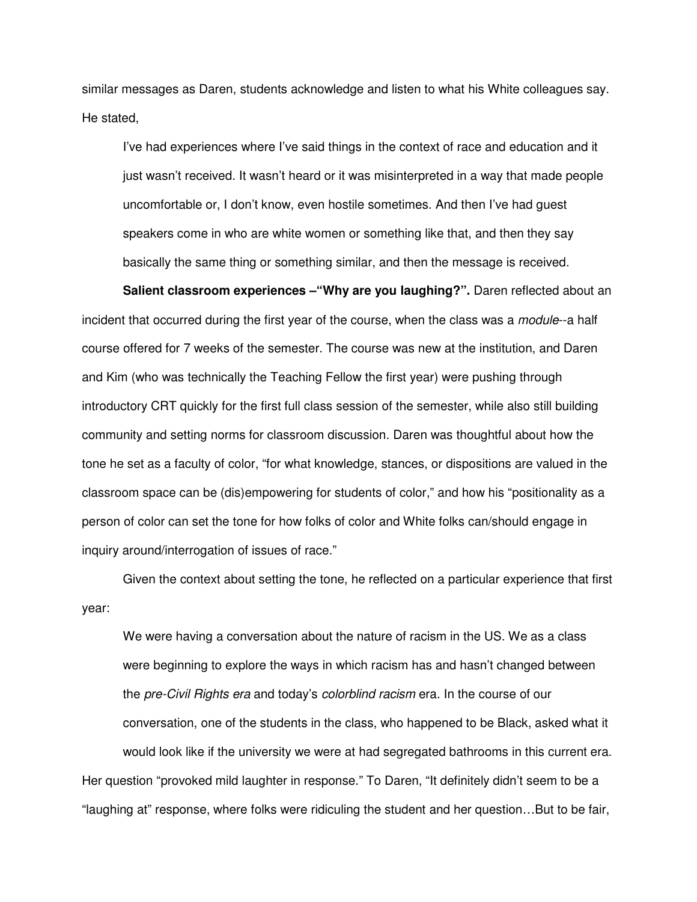similar messages as Daren, students acknowledge and listen to what his White colleagues say. He stated,

> I've had experiences where I've said things in the context of race and education and it just wasn't received. It wasn't heard or it was misinterpreted in a way that made people uncomfortable or, I don't know, even hostile sometimes. And then I've had guest speakers come in who are white women or something like that, and then they say basically the same thing or something similar, and then the message is received.

**Salient classroom experiences –"Why are you laughing?".** Daren reflected about an incident that occurred during the first year of the course, when the class was a *module*--a half course offered for 7 weeks of the semester. The course was new at the institution, and Daren and Kim (who was technically the Teaching Fellow the first year) were pushing through introductory CRT quickly for the first full class session of the semester, while also still building community and setting norms for classroom discussion. Daren was thoughtful about how the tone he set as a faculty of color, "for what knowledge, stances, or dispositions are valued in the classroom space can be (dis)empowering for students of color," and how his "positionality as a person of color can set the tone for how folks of color and White folks can/should engage in inquiry around/interrogation of issues of race."

Given the context about setting the tone, he reflected on a particular experience that first year:

> We were having a conversation about the nature of racism in the US. We as a class were beginning to explore the ways in which racism has and hasn't changed between the *pre-Civil Rights era* and today's *colorblind racism* era. In the course of our conversation, one of the students in the class, who happened to be Black, asked what it would look like if the university we were at had segregated bathrooms in this current era.

Her question "provoked mild laughter in response." To Daren, "It definitely didn't seem to be a "laughing at" response, where folks were ridiculing the student and her question…But to be fair,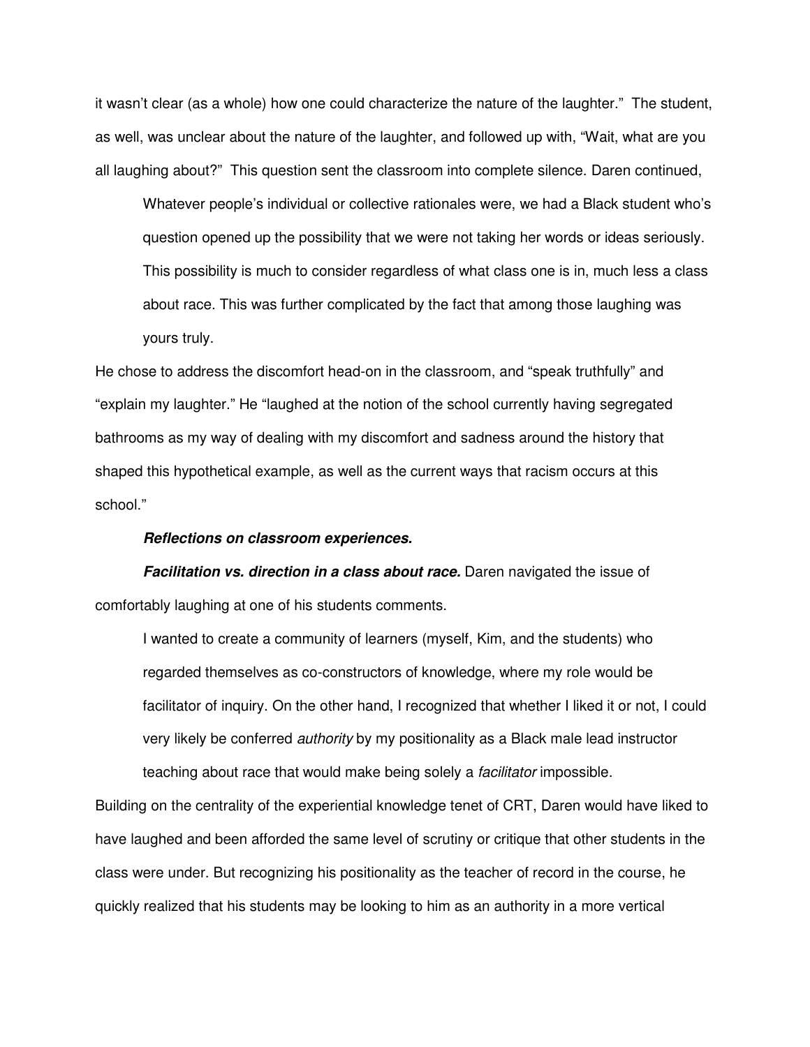it wasn't clear (as a whole) how one could characterize the nature of the laughter." The student, as well, was unclear about the nature of the laughter, and followed up with, "Wait, what are you all laughing about?" This question sent the classroom into complete silence. Daren continued,

> Whatever people's individual or collective rationales were, we had a Black student who's question opened up the possibility that we were not taking her words or ideas seriously. This possibility is much to consider regardless of what class one is in, much less a class about race. This was further complicated by the fact that among those laughing was yours truly.

He chose to address the discomfort head-on in the classroom, and "speak truthfully" and "explain my laughter." He "laughed at the notion of the school currently having segregated bathrooms as my way of dealing with my discomfort and sadness around the history that shaped this hypothetical example, as well as the current ways that racism occurs at this school."

***Reflections on classroom experiences.***

***Facilitation vs. direction in a class about race.*** Daren navigated the issue of comfortably laughing at one of his students comments.

> I wanted to create a community of learners (myself, Kim, and the students) who regarded themselves as co-constructors of knowledge, where my role would be facilitator of inquiry. On the other hand, I recognized that whether I liked it or not, I could very likely be conferred *authority* by my positionality as a Black male lead instructor teaching about race that would make being solely a *facilitator* impossible.

Building on the centrality of the experiential knowledge tenet of CRT, Daren would have liked to have laughed and been afforded the same level of scrutiny or critique that other students in the class were under. But recognizing his positionality as the teacher of record in the course, he quickly realized that his students may be looking to him as an authority in a more vertical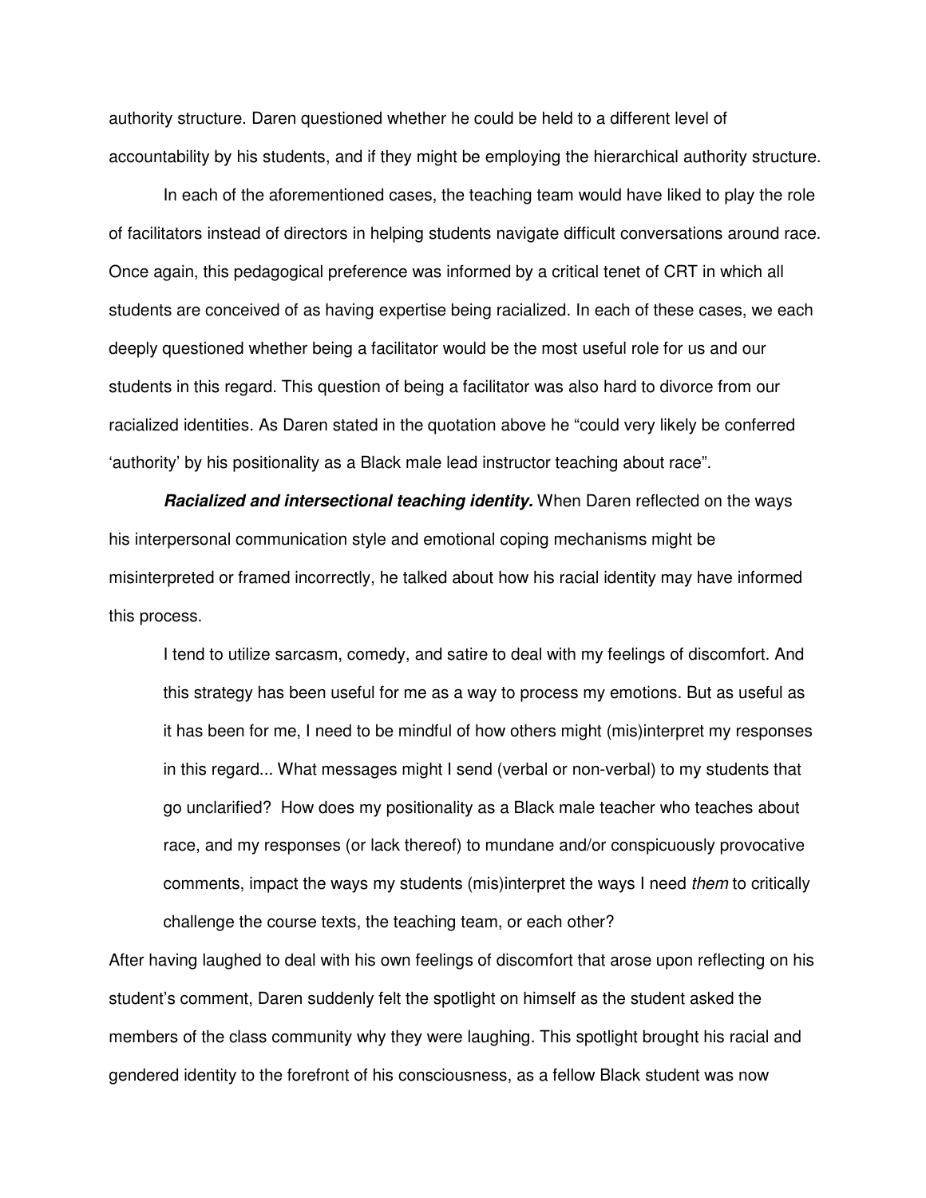authority structure. Daren questioned whether he could be held to a different level of accountability by his students, and if they might be employing the hierarchical authority structure.

In each of the aforementioned cases, the teaching team would have liked to play the role of facilitators instead of directors in helping students navigate difficult conversations around race. Once again, this pedagogical preference was informed by a critical tenet of CRT in which all students are conceived of as having expertise being racialized. In each of these cases, we each deeply questioned whether being a facilitator would be the most useful role for us and our students in this regard. This question of being a facilitator was also hard to divorce from our racialized identities. As Daren stated in the quotation above he "could very likely be conferred 'authority' by his positionality as a Black male lead instructor teaching about race".

***Racialized and intersectional teaching identity.*** When Daren reflected on the ways his interpersonal communication style and emotional coping mechanisms might be misinterpreted or framed incorrectly, he talked about how his racial identity may have informed this process.

> I tend to utilize sarcasm, comedy, and satire to deal with my feelings of discomfort. And this strategy has been useful for me as a way to process my emotions. But as useful as it has been for me, I need to be mindful of how others might (mis)interpret my responses in this regard... What messages might I send (verbal or non-verbal) to my students that go unclarified? How does my positionality as a Black male teacher who teaches about race, and my responses (or lack thereof) to mundane and/or conspicuously provocative comments, impact the ways my students (mis)interpret the ways I need *them* to critically challenge the course texts, the teaching team, or each other?

After having laughed to deal with his own feelings of discomfort that arose upon reflecting on his student's comment, Daren suddenly felt the spotlight on himself as the student asked the members of the class community why they were laughing. This spotlight brought his racial and gendered identity to the forefront of his consciousness, as a fellow Black student was now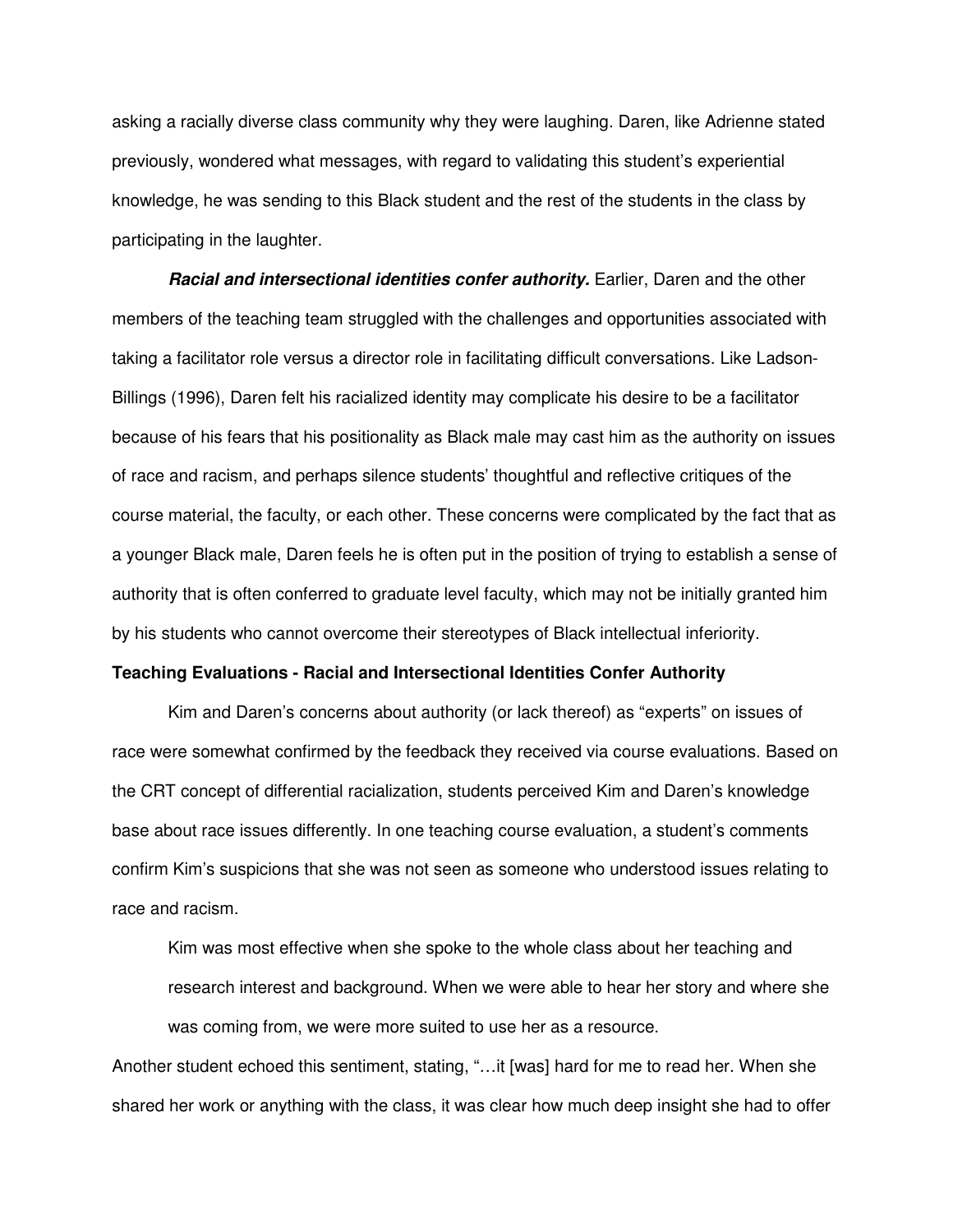asking a racially diverse class community why they were laughing. Daren, like Adrienne stated previously, wondered what messages, with regard to validating this student's experiential knowledge, he was sending to this Black student and the rest of the students in the class by participating in the laughter.

***Racial and intersectional identities confer authority.*** Earlier, Daren and the other members of the teaching team struggled with the challenges and opportunities associated with taking a facilitator role versus a director role in facilitating difficult conversations. Like Ladson-Billings (1996), Daren felt his racialized identity may complicate his desire to be a facilitator because of his fears that his positionality as Black male may cast him as the authority on issues of race and racism, and perhaps silence students' thoughtful and reflective critiques of the course material, the faculty, or each other. These concerns were complicated by the fact that as a younger Black male, Daren feels he is often put in the position of trying to establish a sense of authority that is often conferred to graduate level faculty, which may not be initially granted him by his students who cannot overcome their stereotypes of Black intellectual inferiority.

**Teaching Evaluations - Racial and Intersectional Identities Confer Authority**

Kim and Daren's concerns about authority (or lack thereof) as "experts" on issues of race were somewhat confirmed by the feedback they received via course evaluations. Based on the CRT concept of differential racialization, students perceived Kim and Daren's knowledge base about race issues differently. In one teaching course evaluation, a student's comments confirm Kim's suspicions that she was not seen as someone who understood issues relating to race and racism.

> Kim was most effective when she spoke to the whole class about her teaching and research interest and background. When we were able to hear her story and where she was coming from, we were more suited to use her as a resource.

Another student echoed this sentiment, stating, "…it [was] hard for me to read her. When she shared her work or anything with the class, it was clear how much deep insight she had to offer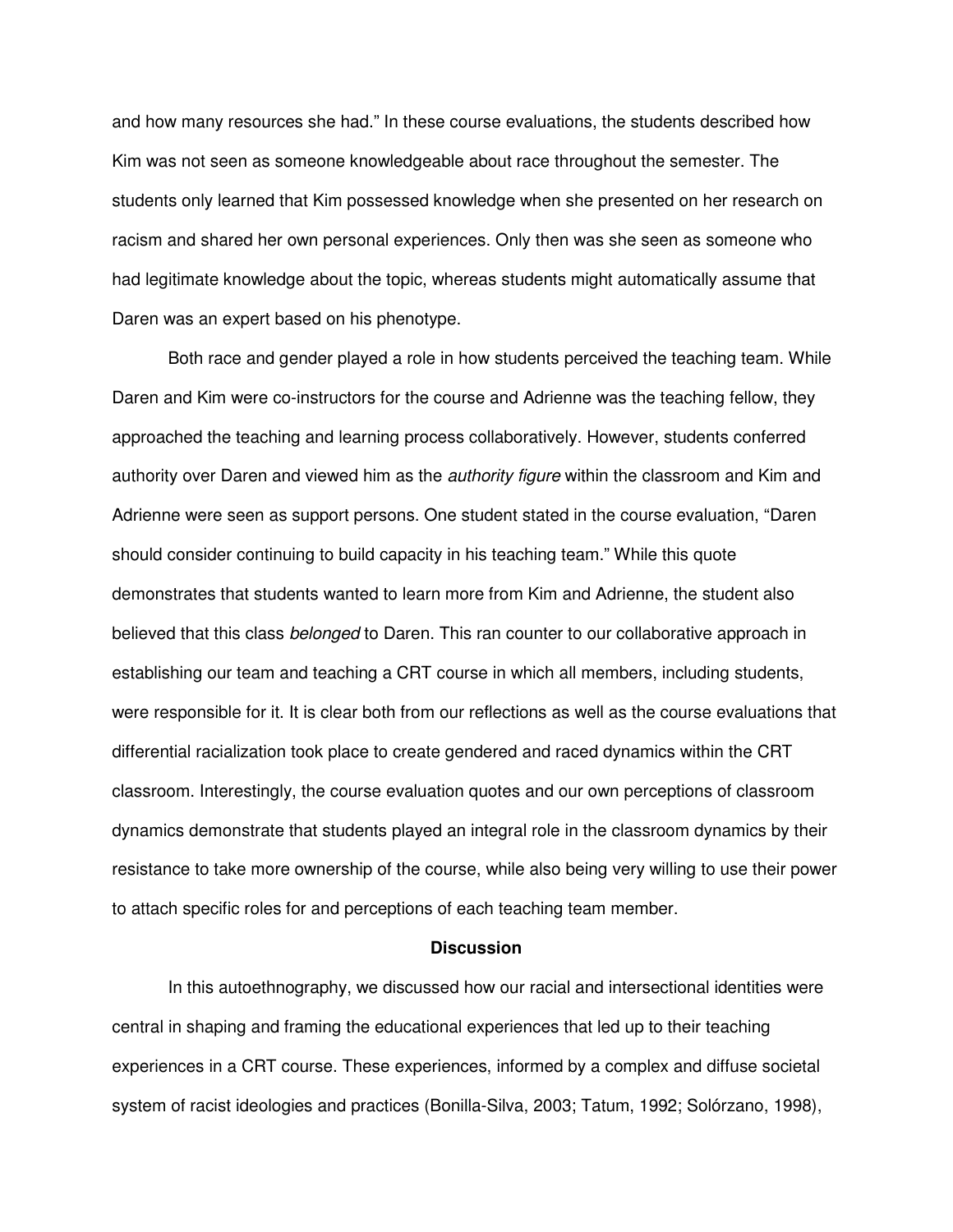and how many resources she had." In these course evaluations, the students described how Kim was not seen as someone knowledgeable about race throughout the semester. The students only learned that Kim possessed knowledge when she presented on her research on racism and shared her own personal experiences. Only then was she seen as someone who had legitimate knowledge about the topic, whereas students might automatically assume that Daren was an expert based on his phenotype.

Both race and gender played a role in how students perceived the teaching team. While Daren and Kim were co-instructors for the course and Adrienne was the teaching fellow, they approached the teaching and learning process collaboratively. However, students conferred authority over Daren and viewed him as the *authority figure* within the classroom and Kim and Adrienne were seen as support persons. One student stated in the course evaluation, "Daren should consider continuing to build capacity in his teaching team." While this quote demonstrates that students wanted to learn more from Kim and Adrienne, the student also believed that this class *belonged* to Daren. This ran counter to our collaborative approach in establishing our team and teaching a CRT course in which all members, including students, were responsible for it. It is clear both from our reflections as well as the course evaluations that differential racialization took place to create gendered and raced dynamics within the CRT classroom. Interestingly, the course evaluation quotes and our own perceptions of classroom dynamics demonstrate that students played an integral role in the classroom dynamics by their resistance to take more ownership of the course, while also being very willing to use their power to attach specific roles for and perceptions of each teaching team member.

## Discussion

In this autoethnography, we discussed how our racial and intersectional identities were central in shaping and framing the educational experiences that led up to their teaching experiences in a CRT course. These experiences, informed by a complex and diffuse societal system of racist ideologies and practices (Bonilla-Silva, 2003; Tatum, 1992; Solórzano, 1998),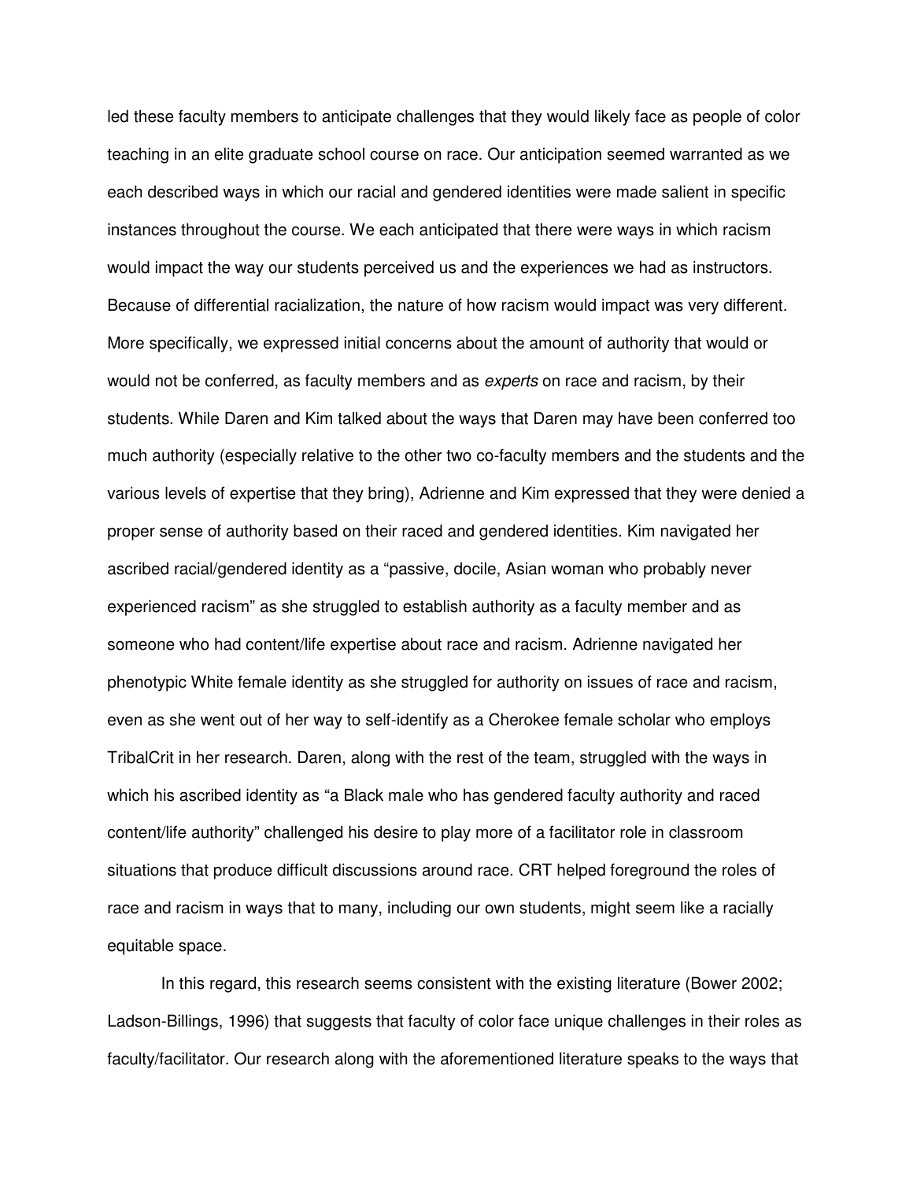led these faculty members to anticipate challenges that they would likely face as people of color teaching in an elite graduate school course on race. Our anticipation seemed warranted as we each described ways in which our racial and gendered identities were made salient in specific instances throughout the course. We each anticipated that there were ways in which racism would impact the way our students perceived us and the experiences we had as instructors. Because of differential racialization, the nature of how racism would impact was very different. More specifically, we expressed initial concerns about the amount of authority that would or would not be conferred, as faculty members and as *experts* on race and racism, by their students. While Daren and Kim talked about the ways that Daren may have been conferred too much authority (especially relative to the other two co-faculty members and the students and the various levels of expertise that they bring), Adrienne and Kim expressed that they were denied a proper sense of authority based on their raced and gendered identities. Kim navigated her ascribed racial/gendered identity as a "passive, docile, Asian woman who probably never experienced racism" as she struggled to establish authority as a faculty member and as someone who had content/life expertise about race and racism. Adrienne navigated her phenotypic White female identity as she struggled for authority on issues of race and racism, even as she went out of her way to self-identify as a Cherokee female scholar who employs TribalCrit in her research. Daren, along with the rest of the team, struggled with the ways in which his ascribed identity as "a Black male who has gendered faculty authority and raced content/life authority" challenged his desire to play more of a facilitator role in classroom situations that produce difficult discussions around race. CRT helped foreground the roles of race and racism in ways that to many, including our own students, might seem like a racially equitable space.

In this regard, this research seems consistent with the existing literature (Bower 2002; Ladson-Billings, 1996) that suggests that faculty of color face unique challenges in their roles as faculty/facilitator. Our research along with the aforementioned literature speaks to the ways that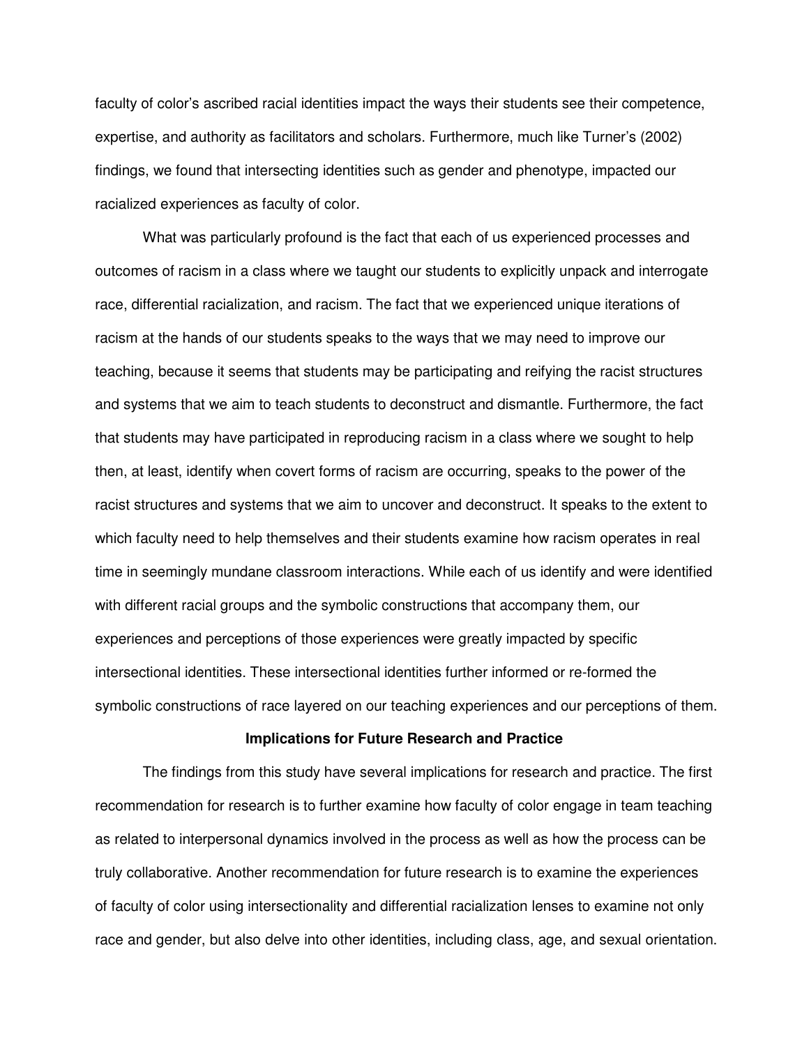faculty of color's ascribed racial identities impact the ways their students see their competence, expertise, and authority as facilitators and scholars. Furthermore, much like Turner's (2002) findings, we found that intersecting identities such as gender and phenotype, impacted our racialized experiences as faculty of color.

What was particularly profound is the fact that each of us experienced processes and outcomes of racism in a class where we taught our students to explicitly unpack and interrogate race, differential racialization, and racism. The fact that we experienced unique iterations of racism at the hands of our students speaks to the ways that we may need to improve our teaching, because it seems that students may be participating and reifying the racist structures and systems that we aim to teach students to deconstruct and dismantle. Furthermore, the fact that students may have participated in reproducing racism in a class where we sought to help then, at least, identify when covert forms of racism are occurring, speaks to the power of the racist structures and systems that we aim to uncover and deconstruct. It speaks to the extent to which faculty need to help themselves and their students examine how racism operates in real time in seemingly mundane classroom interactions. While each of us identify and were identified with different racial groups and the symbolic constructions that accompany them, our experiences and perceptions of those experiences were greatly impacted by specific intersectional identities. These intersectional identities further informed or re-formed the symbolic constructions of race layered on our teaching experiences and our perceptions of them.

## Implications for Future Research and Practice

The findings from this study have several implications for research and practice. The first recommendation for research is to further examine how faculty of color engage in team teaching as related to interpersonal dynamics involved in the process as well as how the process can be truly collaborative. Another recommendation for future research is to examine the experiences of faculty of color using intersectionality and differential racialization lenses to examine not only race and gender, but also delve into other identities, including class, age, and sexual orientation.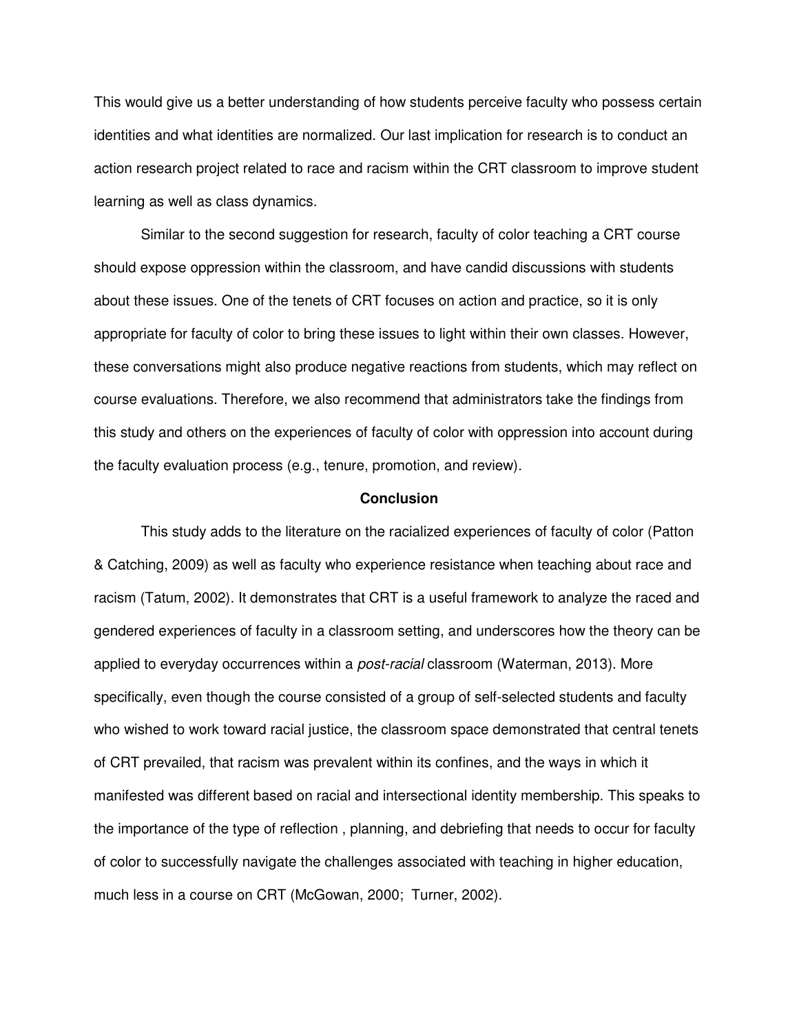This would give us a better understanding of how students perceive faculty who possess certain identities and what identities are normalized. Our last implication for research is to conduct an action research project related to race and racism within the CRT classroom to improve student learning as well as class dynamics.

Similar to the second suggestion for research, faculty of color teaching a CRT course should expose oppression within the classroom, and have candid discussions with students about these issues. One of the tenets of CRT focuses on action and practice, so it is only appropriate for faculty of color to bring these issues to light within their own classes. However, these conversations might also produce negative reactions from students, which may reflect on course evaluations. Therefore, we also recommend that administrators take the findings from this study and others on the experiences of faculty of color with oppression into account during the faculty evaluation process (e.g., tenure, promotion, and review).

## Conclusion

This study adds to the literature on the racialized experiences of faculty of color (Patton & Catching, 2009) as well as faculty who experience resistance when teaching about race and racism (Tatum, 2002). It demonstrates that CRT is a useful framework to analyze the raced and gendered experiences of faculty in a classroom setting, and underscores how the theory can be applied to everyday occurrences within a *post-racial* classroom (Waterman, 2013). More specifically, even though the course consisted of a group of self-selected students and faculty who wished to work toward racial justice, the classroom space demonstrated that central tenets of CRT prevailed, that racism was prevalent within its confines, and the ways in which it manifested was different based on racial and intersectional identity membership. This speaks to the importance of the type of reflection , planning, and debriefing that needs to occur for faculty of color to successfully navigate the challenges associated with teaching in higher education, much less in a course on CRT (McGowan, 2000; Turner, 2002).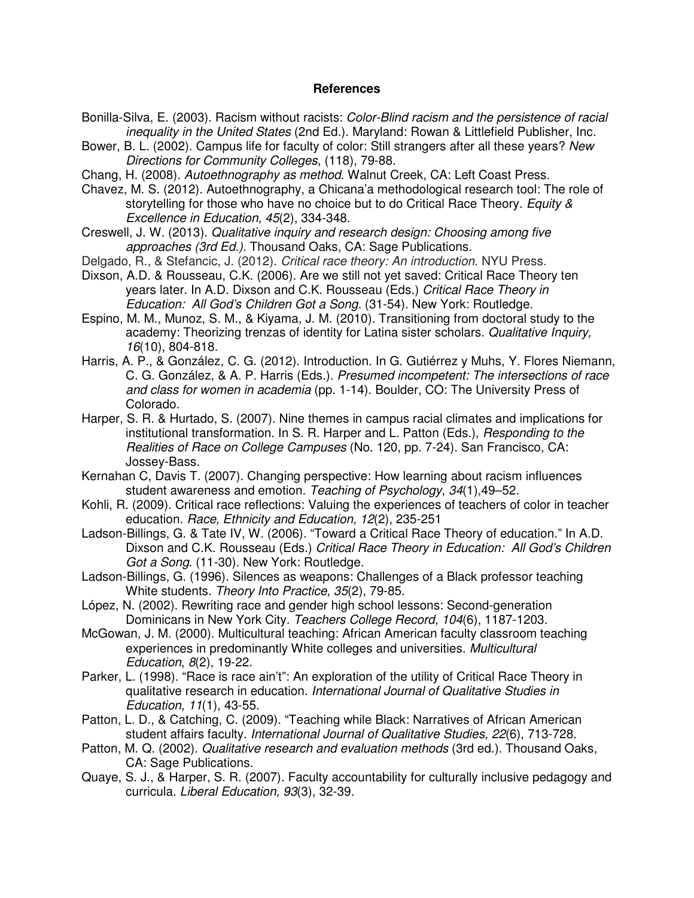**References**

Bonilla-Silva, E. (2003). Racism without racists: *Color-Blind racism and the persistence of racial inequality in the United States* (2nd Ed.). Maryland: Rowan & Littlefield Publisher, Inc.

Bower, B. L. (2002). Campus life for faculty of color: Still strangers after all these years? *New Directions for Community Colleges*, (118), 79-88.

Chang, H. (2008). *Autoethnography as method*. Walnut Creek, CA: Left Coast Press.

Chavez, M. S. (2012). Autoethnography, a Chicana'a methodological research tool: The role of storytelling for those who have no choice but to do Critical Race Theory. *Equity & Excellence in Education, 45*(2), 334-348.

Creswell, J. W. (2013). *Qualitative inquiry and research design: Choosing among five approaches (3rd Ed.)*. Thousand Oaks, CA: Sage Publications.

Delgado, R., & Stefancic, J. (2012). *Critical race theory: An introduction*. NYU Press.

Dixson, A.D. & Rousseau, C.K. (2006). Are we still not yet saved: Critical Race Theory ten years later. In A.D. Dixson and C.K. Rousseau (Eds.) *Critical Race Theory in Education: All God's Children Got a Song*. (31-54). New York: Routledge.

Espino, M. M., Munoz, S. M., & Kiyama, J. M. (2010). Transitioning from doctoral study to the academy: Theorizing trenzas of identity for Latina sister scholars. *Qualitative Inquiry, 16*(10), 804-818.

Harris, A. P., & González, C. G. (2012). Introduction. In G. Gutiérrez y Muhs, Y. Flores Niemann, C. G. González, & A. P. Harris (Eds.). *Presumed incompetent: The intersections of race and class for women in academia* (pp. 1-14). Boulder, CO: The University Press of Colorado.

Harper, S. R. & Hurtado, S. (2007). Nine themes in campus racial climates and implications for institutional transformation. In S. R. Harper and L. Patton (Eds.), *Responding to the Realities of Race on College Campuses* (No. 120, pp. 7-24). San Francisco, CA: Jossey-Bass.

Kernahan C, Davis T. (2007). Changing perspective: How learning about racism influences student awareness and emotion. *Teaching of Psychology, 34*(1),49–52.

Kohli, R. (2009). Critical race reflections: Valuing the experiences of teachers of color in teacher education. *Race, Ethnicity and Education, 12*(2), 235-251

Ladson-Billings, G. & Tate IV, W. (2006). "Toward a Critical Race Theory of education." In A.D. Dixson and C.K. Rousseau (Eds.) *Critical Race Theory in Education: All God's Children Got a Song*. (11-30). New York: Routledge.

Ladson-Billings, G. (1996). Silences as weapons: Challenges of a Black professor teaching White students. *Theory Into Practice*, *35*(2), 79-85.

López, N. (2002). Rewriting race and gender high school lessons: Second-generation Dominicans in New York City. *Teachers College Record, 104*(6), 1187-1203.

McGowan, J. M. (2000). Multicultural teaching: African American faculty classroom teaching experiences in predominantly White colleges and universities. *Multicultural Education*, *8*(2), 19-22.

Parker, L. (1998). "Race is race ain't": An exploration of the utility of Critical Race Theory in qualitative research in education. *International Journal of Qualitative Studies in Education, 11*(1), 43-55.

Patton, L. D., & Catching, C. (2009). "Teaching while Black: Narratives of African American student affairs faculty. *International Journal of Qualitative Studies, 22*(6), 713-728.

Patton, M. Q. (2002). *Qualitative research and evaluation methods* (3rd ed.). Thousand Oaks, CA: Sage Publications.

Quaye, S. J., & Harper, S. R. (2007). Faculty accountability for culturally inclusive pedagogy and curricula. *Liberal Education, 93*(3), 32-39.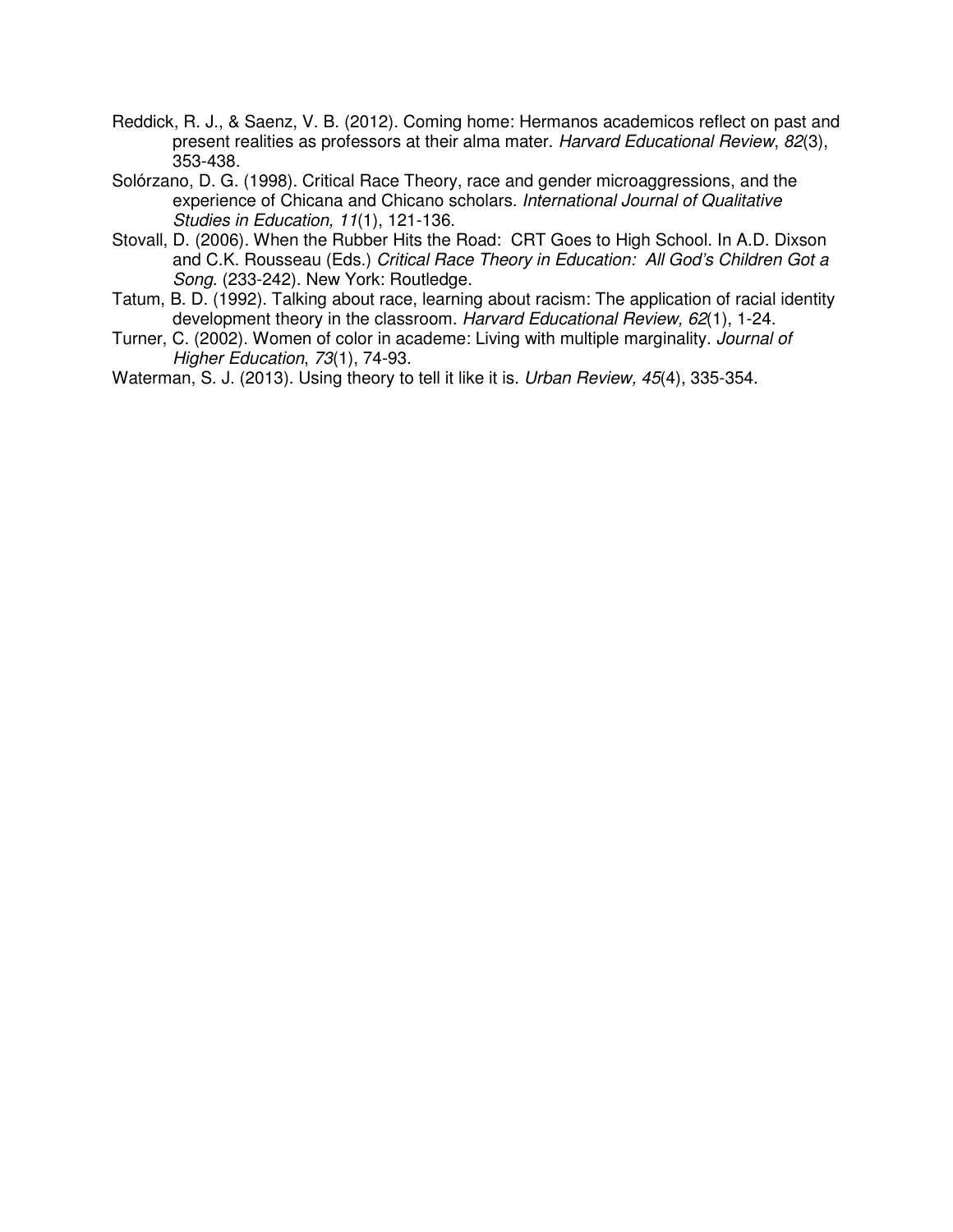Reddick, R. J., & Saenz, V. B. (2012). Coming home: Hermanos academicos reflect on past and present realities as professors at their alma mater. *Harvard Educational Review*, *82*(3), 353-438.

Solórzano, D. G. (1998). Critical Race Theory, race and gender microaggressions, and the experience of Chicana and Chicano scholars. *International Journal of Qualitative Studies in Education, 11*(1), 121-136.

Stovall, D. (2006). When the Rubber Hits the Road: CRT Goes to High School. In A.D. Dixson and C.K. Rousseau (Eds.) *Critical Race Theory in Education: All God's Children Got a Song*. (233-242). New York: Routledge.

Tatum, B. D. (1992). Talking about race, learning about racism: The application of racial identity development theory in the classroom. *Harvard Educational Review, 62*(1), 1-24.

Turner, C. (2002). Women of color in academe: Living with multiple marginality. *Journal of Higher Education*, *73*(1), 74-93.

Waterman, S. J. (2013). Using theory to tell it like it is. *Urban Review, 45*(4), 335-354.